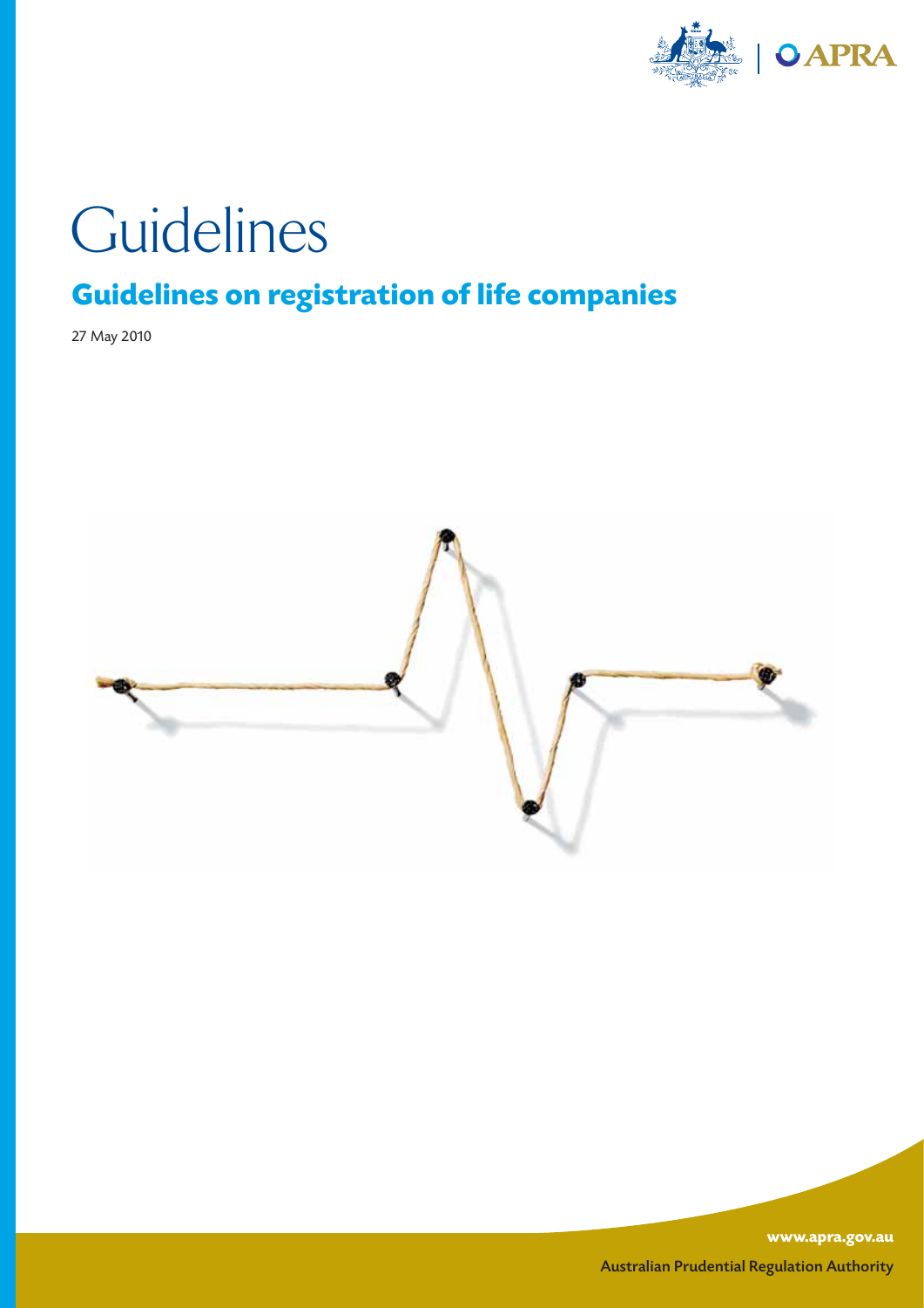# Guidelines

## Guidelines on registration of life companies

27 May 2010

www.apra.gov.au

Australian Prudential Regulation Authority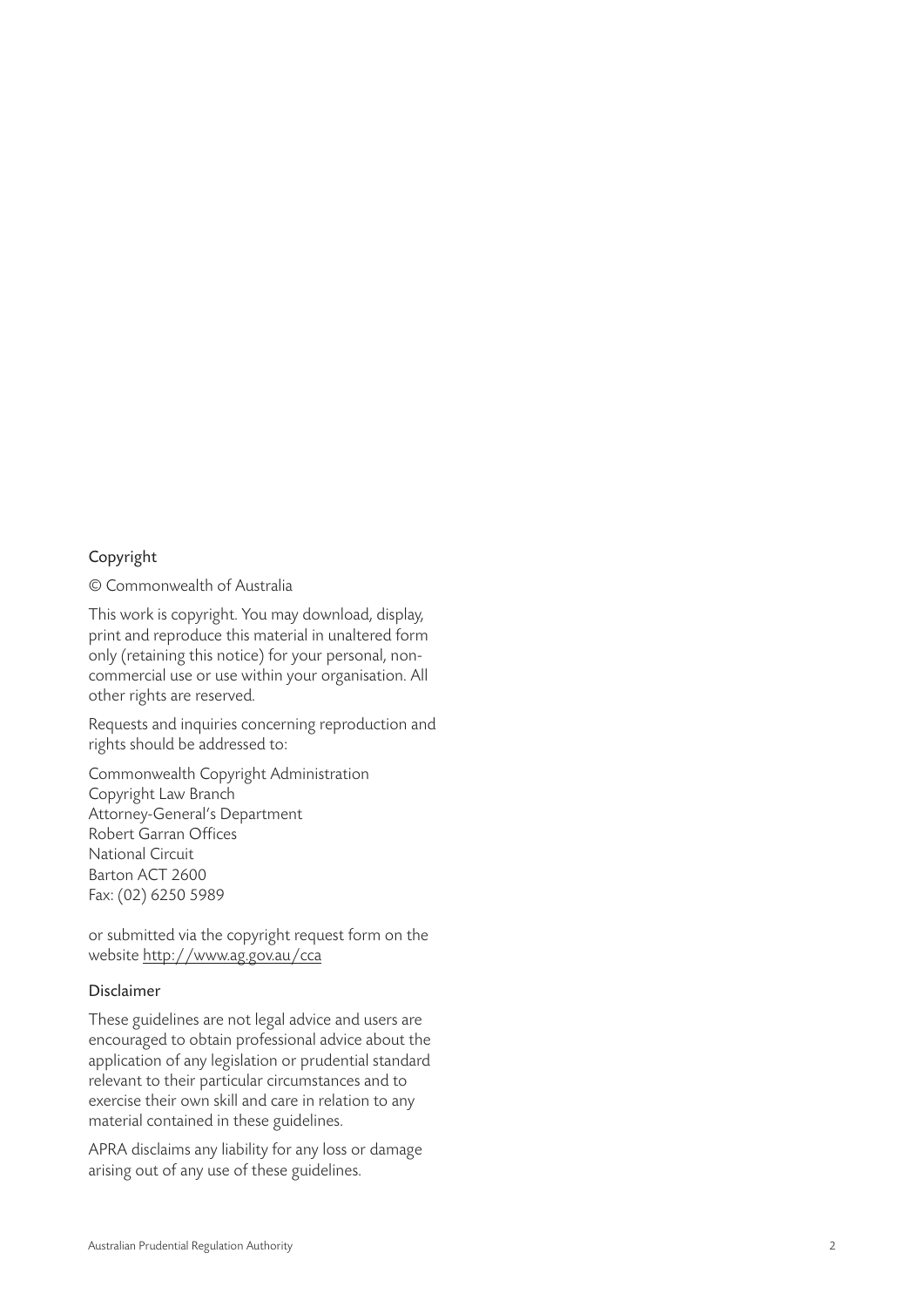## Copyright

© Commonwealth of Australia

This work is copyright. You may download, display, print and reproduce this material in unaltered form only (retaining this notice) for your personal, non-commercial use or use within your organisation. All other rights are reserved.

Requests and inquiries concerning reproduction and rights should be addressed to:

Commonwealth Copyright Administration  
Copyright Law Branch  
Attorney-General's Department  
Robert Garran Offices  
National Circuit  
Barton ACT 2600  
Fax: (02) 6250 5989

or submitted via the copyright request form on the website http://www.ag.gov.au/cca

## Disclaimer

These guidelines are not legal advice and users are encouraged to obtain professional advice about the application of any legislation or prudential standard relevant to their particular circumstances and to exercise their own skill and care in relation to any material contained in these guidelines.

APRA disclaims any liability for any loss or damage arising out of any use of these guidelines.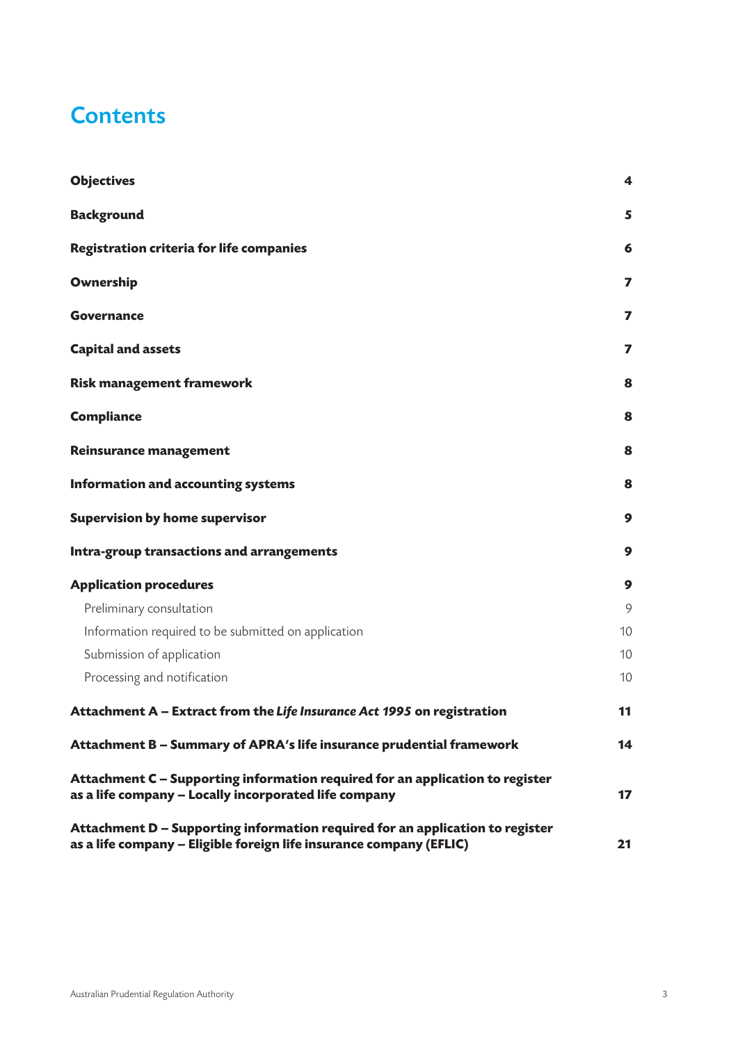# Contents

| | |
|---|---|
| **Objectives** | **4** |
| **Background** | **5** |
| **Registration criteria for life companies** | **6** |
| **Ownership** | **7** |
| **Governance** | **7** |
| **Capital and assets** | **7** |
| **Risk management framework** | **8** |
| **Compliance** | **8** |
| **Reinsurance management** | **8** |
| **Information and accounting systems** | **8** |
| **Supervision by home supervisor** | **9** |
| **Intra-group transactions and arrangements** | **9** |
| **Application procedures** | **9** |
| Preliminary consultation | 9 |
| Information required to be submitted on application | 10 |
| Submission of application | 10 |
| Processing and notification | 10 |
| **Attachment A – Extract from the *Life Insurance Act 1995* on registration** | **11** |
| **Attachment B – Summary of APRA's life insurance prudential framework** | **14** |
| **Attachment C – Supporting information required for an application to register as a life company – Locally incorporated life company** | **17** |
| **Attachment D – Supporting information required for an application to register as a life company – Eligible foreign life insurance company (EFLIC)** | **21** |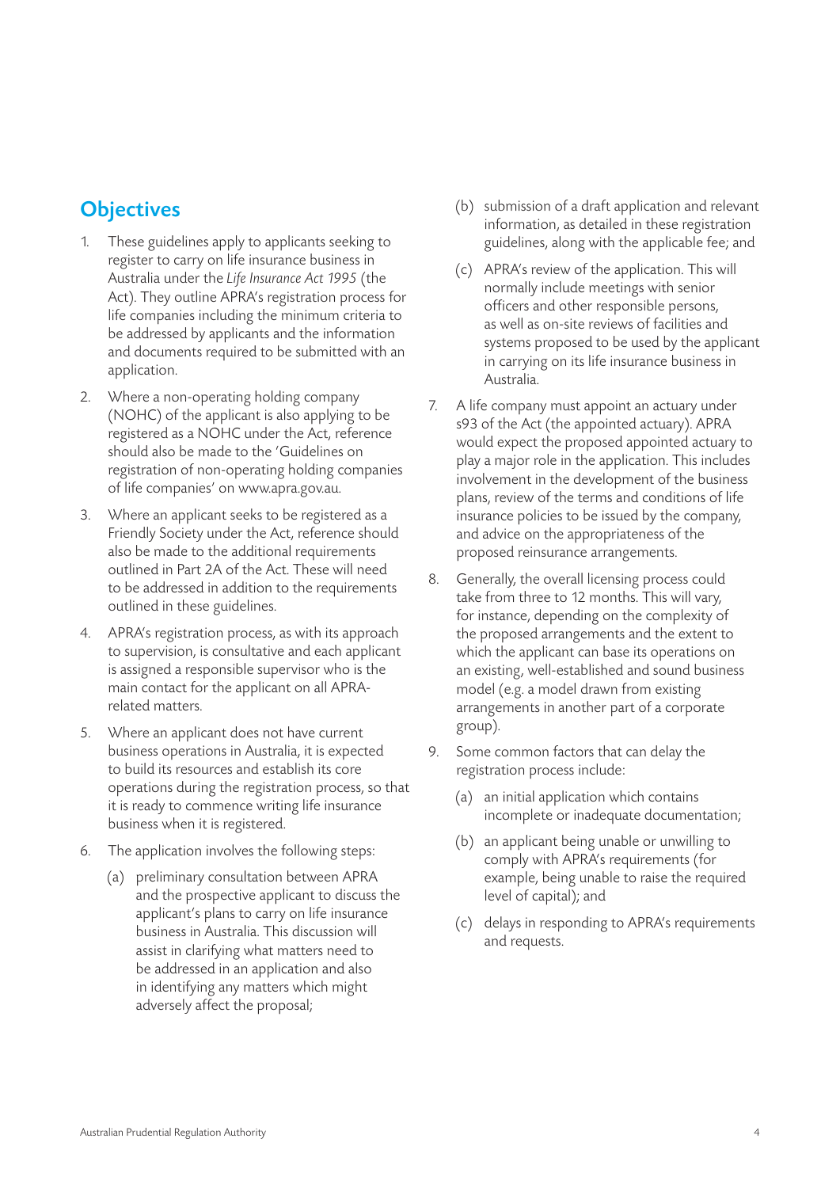## Objectives

1. These guidelines apply to applicants seeking to register to carry on life insurance business in Australia under the *Life Insurance Act 1995* (the Act). They outline APRA's registration process for life companies including the minimum criteria to be addressed by applicants and the information and documents required to be submitted with an application.

2. Where a non-operating holding company (NOHC) of the applicant is also applying to be registered as a NOHC under the Act, reference should also be made to the 'Guidelines on registration of non-operating holding companies of life companies' on www.apra.gov.au.

3. Where an applicant seeks to be registered as a Friendly Society under the Act, reference should also be made to the additional requirements outlined in Part 2A of the Act. These will need to be addressed in addition to the requirements outlined in these guidelines.

4. APRA's registration process, as with its approach to supervision, is consultative and each applicant is assigned a responsible supervisor who is the main contact for the applicant on all APRA-related matters.

5. Where an applicant does not have current business operations in Australia, it is expected to build its resources and establish its core operations during the registration process, so that it is ready to commence writing life insurance business when it is registered.

6. The application involves the following steps:

   (a) preliminary consultation between APRA and the prospective applicant to discuss the applicant's plans to carry on life insurance business in Australia. This discussion will assist in clarifying what matters need to be addressed in an application and also in identifying any matters which might adversely affect the proposal;

   (b) submission of a draft application and relevant information, as detailed in these registration guidelines, along with the applicable fee; and

   (c) APRA's review of the application. This will normally include meetings with senior officers and other responsible persons, as well as on-site reviews of facilities and systems proposed to be used by the applicant in carrying on its life insurance business in Australia.

7. A life company must appoint an actuary under s93 of the Act (the appointed actuary). APRA would expect the proposed appointed actuary to play a major role in the application. This includes involvement in the development of the business plans, review of the terms and conditions of life insurance policies to be issued by the company, and advice on the appropriateness of the proposed reinsurance arrangements.

8. Generally, the overall licensing process could take from three to 12 months. This will vary, for instance, depending on the complexity of the proposed arrangements and the extent to which the applicant can base its operations on an existing, well-established and sound business model (e.g. a model drawn from existing arrangements in another part of a corporate group).

9. Some common factors that can delay the registration process include:

   (a) an initial application which contains incomplete or inadequate documentation;

   (b) an applicant being unable or unwilling to comply with APRA's requirements (for example, being unable to raise the required level of capital); and

   (c) delays in responding to APRA's requirements and requests.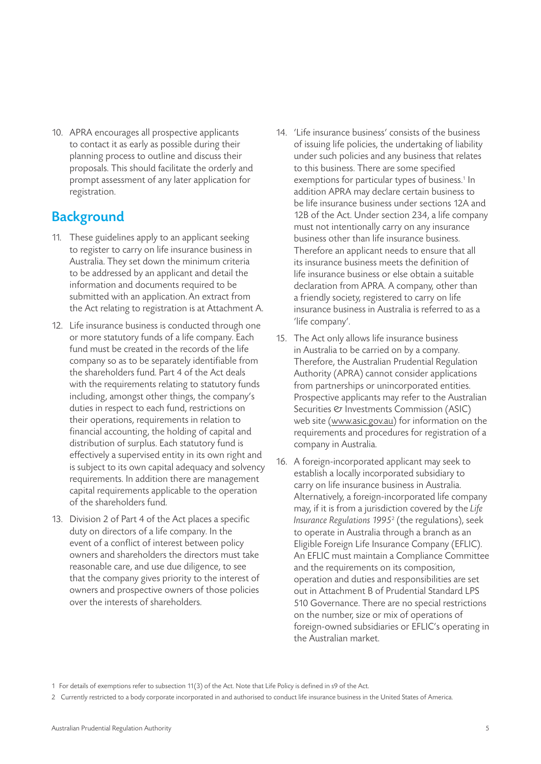10. APRA encourages all prospective applicants to contact it as early as possible during their planning process to outline and discuss their proposals. This should facilitate the orderly and prompt assessment of any later application for registration.

## Background

11. These guidelines apply to an applicant seeking to register to carry on life insurance business in Australia. They set down the minimum criteria to be addressed by an applicant and detail the information and documents required to be submitted with an application. An extract from the Act relating to registration is at Attachment A.

12. Life insurance business is conducted through one or more statutory funds of a life company. Each fund must be created in the records of the life company so as to be separately identifiable from the shareholders fund. Part 4 of the Act deals with the requirements relating to statutory funds including, amongst other things, the company's duties in respect to each fund, restrictions on their operations, requirements in relation to financial accounting, the holding of capital and distribution of surplus. Each statutory fund is effectively a supervised entity in its own right and is subject to its own capital adequacy and solvency requirements. In addition there are management capital requirements applicable to the operation of the shareholders fund.

13. Division 2 of Part 4 of the Act places a specific duty on directors of a life company. In the event of a conflict of interest between policy owners and shareholders the directors must take reasonable care, and use due diligence, to see that the company gives priority to the interest of owners and prospective owners of those policies over the interests of shareholders.

14. 'Life insurance business' consists of the business of issuing life policies, the undertaking of liability under such policies and any business that relates to this business. There are some specified exemptions for particular types of business.[1] In addition APRA may declare certain business to be life insurance business under sections 12A and 12B of the Act. Under section 234, a life company must not intentionally carry on any insurance business other than life insurance business. Therefore an applicant needs to ensure that all its insurance business meets the definition of life insurance business or else obtain a suitable declaration from APRA. A company, other than a friendly society, registered to carry on life insurance business in Australia is referred to as a 'life company'.

15. The Act only allows life insurance business in Australia to be carried on by a company. Therefore, the Australian Prudential Regulation Authority (APRA) cannot consider applications from partnerships or unincorporated entities. Prospective applicants may refer to the Australian Securities & Investments Commission (ASIC) web site (www.asic.gov.au) for information on the requirements and procedures for registration of a company in Australia.

16. A foreign-incorporated applicant may seek to establish a locally incorporated subsidiary to carry on life insurance business in Australia. Alternatively, a foreign-incorporated life company may, if it is from a jurisdiction covered by the *Life Insurance Regulations 1995*[2] (the regulations), seek to operate in Australia through a branch as an Eligible Foreign Life Insurance Company (EFLIC). An EFLIC must maintain a Compliance Committee and the requirements on its composition, operation and duties and responsibilities are set out in Attachment B of Prudential Standard LPS 510 Governance. There are no special restrictions on the number, size or mix of operations of foreign-owned subsidiaries or EFLIC's operating in the Australian market.

---

1 For details of exemptions refer to subsection 11(3) of the Act. Note that Life Policy is defined in s9 of the Act.

2 Currently restricted to a body corporate incorporated in and authorised to conduct life insurance business in the United States of America.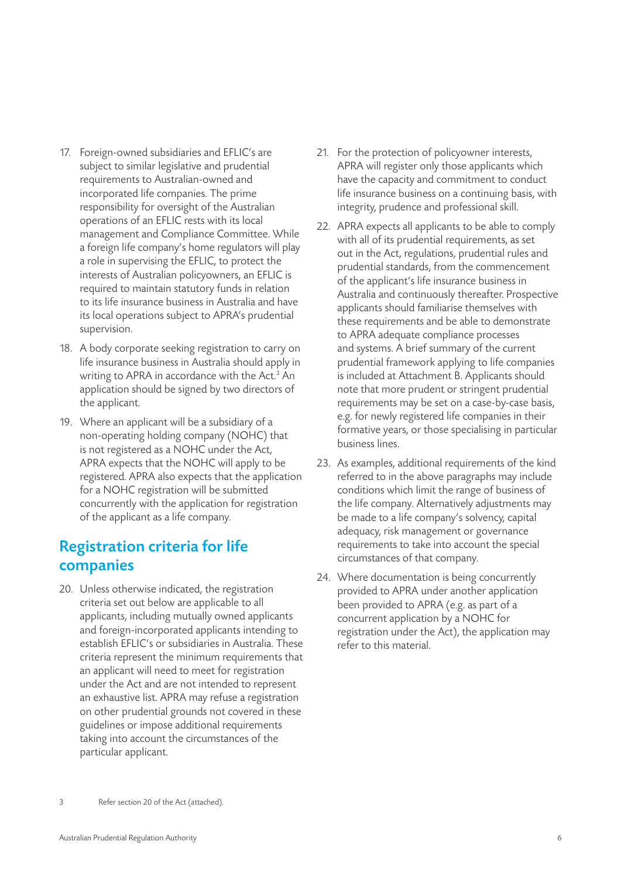17. Foreign-owned subsidiaries and EFLIC's are subject to similar legislative and prudential requirements to Australian-owned and incorporated life companies. The prime responsibility for oversight of the Australian operations of an EFLIC rests with its local management and Compliance Committee. While a foreign life company's home regulators will play a role in supervising the EFLIC, to protect the interests of Australian policyowners, an EFLIC is required to maintain statutory funds in relation to its life insurance business in Australia and have its local operations subject to APRA's prudential supervision.

18. A body corporate seeking registration to carry on life insurance business in Australia should apply in writing to APRA in accordance with the Act.[3] An application should be signed by two directors of the applicant.

19. Where an applicant will be a subsidiary of a non-operating holding company (NOHC) that is not registered as a NOHC under the Act, APRA expects that the NOHC will apply to be registered. APRA also expects that the application for a NOHC registration will be submitted concurrently with the application for registration of the applicant as a life company.

## Registration criteria for life companies

20. Unless otherwise indicated, the registration criteria set out below are applicable to all applicants, including mutually owned applicants and foreign-incorporated applicants intending to establish EFLIC's or subsidiaries in Australia. These criteria represent the minimum requirements that an applicant will need to meet for registration under the Act and are not intended to represent an exhaustive list. APRA may refuse a registration on other prudential grounds not covered in these guidelines or impose additional requirements taking into account the circumstances of the particular applicant.

21. For the protection of policyowner interests, APRA will register only those applicants which have the capacity and commitment to conduct life insurance business on a continuing basis, with integrity, prudence and professional skill.

22. APRA expects all applicants to be able to comply with all of its prudential requirements, as set out in the Act, regulations, prudential rules and prudential standards, from the commencement of the applicant's life insurance business in Australia and continuously thereafter. Prospective applicants should familiarise themselves with these requirements and be able to demonstrate to APRA adequate compliance processes and systems. A brief summary of the current prudential framework applying to life companies is included at Attachment B. Applicants should note that more prudent or stringent prudential requirements may be set on a case-by-case basis, e.g. for newly registered life companies in their formative years, or those specialising in particular business lines.

23. As examples, additional requirements of the kind referred to in the above paragraphs may include conditions which limit the range of business of the life company. Alternatively adjustments may be made to a life company's solvency, capital adequacy, risk management or governance requirements to take into account the special circumstances of that company.

24. Where documentation is being concurrently provided to APRA under another application been provided to APRA (e.g. as part of a concurrent application by a NOHC for registration under the Act), the application may refer to this material.

---

3 Refer section 20 of the Act (attached).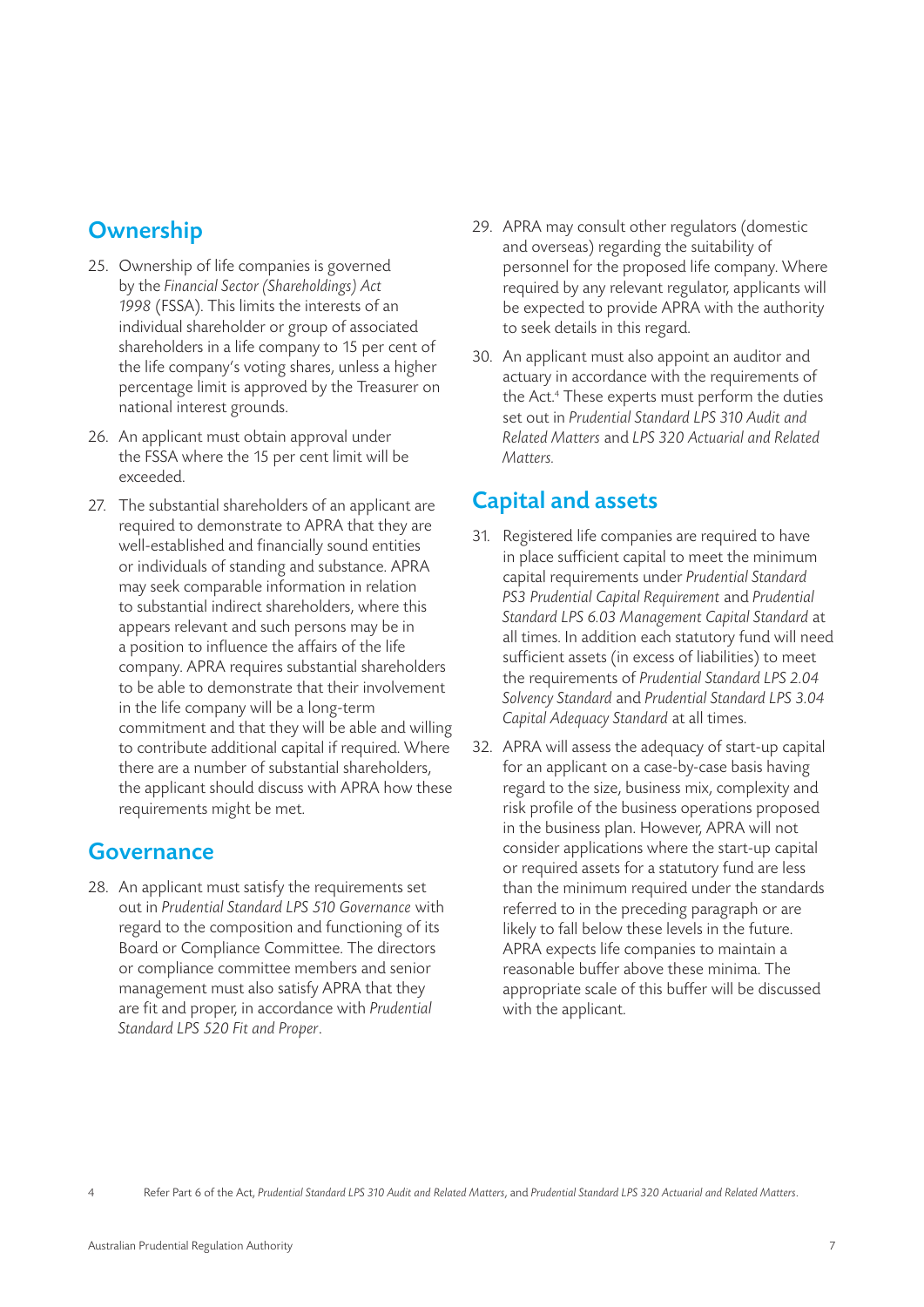## Ownership

25. Ownership of life companies is governed by the *Financial Sector (Shareholdings) Act 1998* (FSSA). This limits the interests of an individual shareholder or group of associated shareholders in a life company to 15 per cent of the life company's voting shares, unless a higher percentage limit is approved by the Treasurer on national interest grounds.

26. An applicant must obtain approval under the FSSA where the 15 per cent limit will be exceeded.

27. The substantial shareholders of an applicant are required to demonstrate to APRA that they are well-established and financially sound entities or individuals of standing and substance. APRA may seek comparable information in relation to substantial indirect shareholders, where this appears relevant and such persons may be in a position to influence the affairs of the life company. APRA requires substantial shareholders to be able to demonstrate that their involvement in the life company will be a long-term commitment and that they will be able and willing to contribute additional capital if required. Where there are a number of substantial shareholders, the applicant should discuss with APRA how these requirements might be met.

## Governance

28. An applicant must satisfy the requirements set out in *Prudential Standard LPS 510 Governance* with regard to the composition and functioning of its Board or Compliance Committee. The directors or compliance committee members and senior management must also satisfy APRA that they are fit and proper, in accordance with *Prudential Standard LPS 520 Fit and Proper*.

29. APRA may consult other regulators (domestic and overseas) regarding the suitability of personnel for the proposed life company. Where required by any relevant regulator, applicants will be expected to provide APRA with the authority to seek details in this regard.

30. An applicant must also appoint an auditor and actuary in accordance with the requirements of the Act.[4] These experts must perform the duties set out in *Prudential Standard LPS 310 Audit and Related Matters* and *LPS 320 Actuarial and Related Matters*.

## Capital and assets

31. Registered life companies are required to have in place sufficient capital to meet the minimum capital requirements under *Prudential Standard PS3 Prudential Capital Requirement* and *Prudential Standard LPS 6.03 Management Capital Standard* at all times. In addition each statutory fund will need sufficient assets (in excess of liabilities) to meet the requirements of *Prudential Standard LPS 2.04 Solvency Standard* and *Prudential Standard LPS 3.04 Capital Adequacy Standard* at all times.

32. APRA will assess the adequacy of start-up capital for an applicant on a case-by-case basis having regard to the size, business mix, complexity and risk profile of the business operations proposed in the business plan. However, APRA will not consider applications where the start-up capital or required assets for a statutory fund are less than the minimum required under the standards referred to in the preceding paragraph or are likely to fall below these levels in the future. APRA expects life companies to maintain a reasonable buffer above these minima. The appropriate scale of this buffer will be discussed with the applicant.

[4] Refer Part 6 of the Act, *Prudential Standard LPS 310 Audit and Related Matters*, and *Prudential Standard LPS 320 Actuarial and Related Matters*.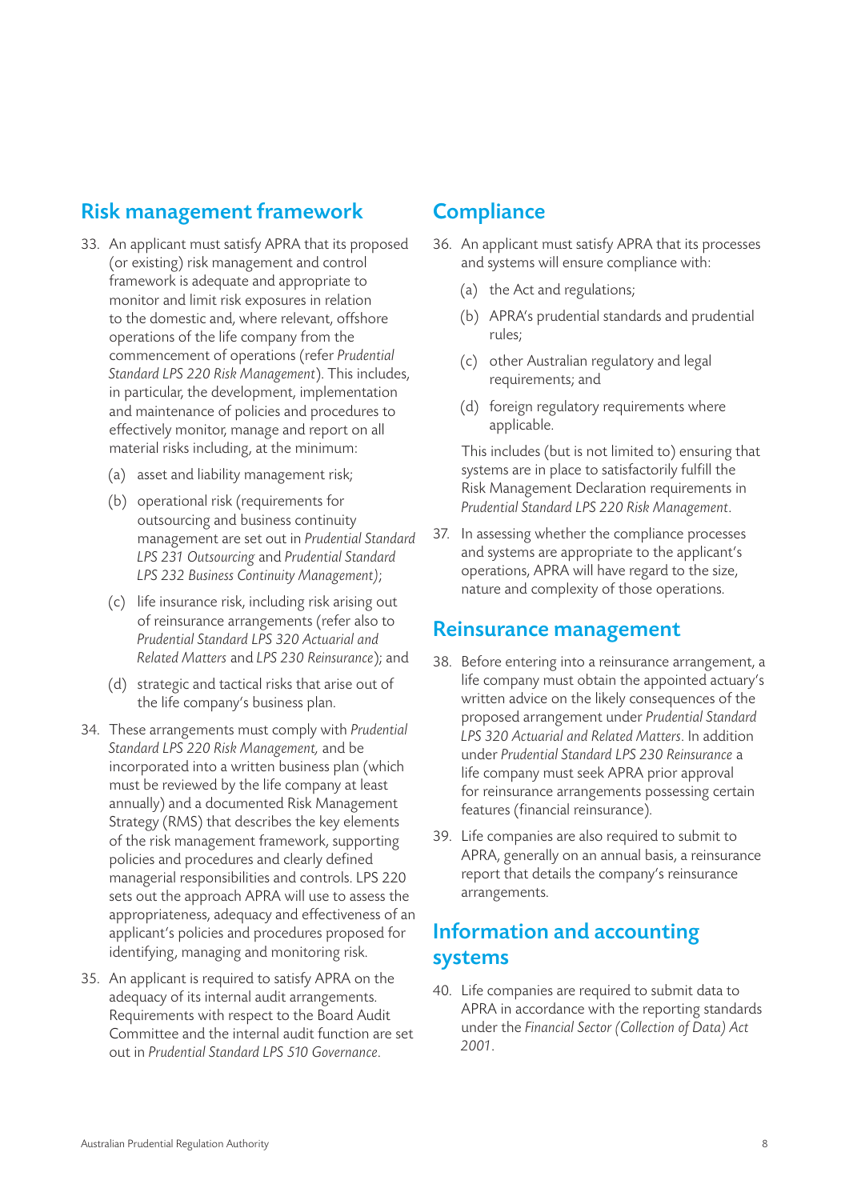## Risk management framework

33. An applicant must satisfy APRA that its proposed (or existing) risk management and control framework is adequate and appropriate to monitor and limit risk exposures in relation to the domestic and, where relevant, offshore operations of the life company from the commencement of operations (refer *Prudential Standard LPS 220 Risk Management*). This includes, in particular, the development, implementation and maintenance of policies and procedures to effectively monitor, manage and report on all material risks including, at the minimum:

    (a) asset and liability management risk;

    (b) operational risk (requirements for outsourcing and business continuity management are set out in *Prudential Standard LPS 231 Outsourcing* and *Prudential Standard LPS 232 Business Continuity Management)*;

    (c) life insurance risk, including risk arising out of reinsurance arrangements (refer also to *Prudential Standard LPS 320 Actuarial and Related Matters* and *LPS 230 Reinsurance*); and

    (d) strategic and tactical risks that arise out of the life company's business plan.

34. These arrangements must comply with *Prudential Standard LPS 220 Risk Management,* and be incorporated into a written business plan (which must be reviewed by the life company at least annually) and a documented Risk Management Strategy (RMS) that describes the key elements of the risk management framework, supporting policies and procedures and clearly defined managerial responsibilities and controls. LPS 220 sets out the approach APRA will use to assess the appropriateness, adequacy and effectiveness of an applicant's policies and procedures proposed for identifying, managing and monitoring risk.

35. An applicant is required to satisfy APRA on the adequacy of its internal audit arrangements. Requirements with respect to the Board Audit Committee and the internal audit function are set out in *Prudential Standard LPS 510 Governance*.

## Compliance

36. An applicant must satisfy APRA that its processes and systems will ensure compliance with:

    (a) the Act and regulations;

    (b) APRA's prudential standards and prudential rules;

    (c) other Australian regulatory and legal requirements; and

    (d) foreign regulatory requirements where applicable.

    This includes (but is not limited to) ensuring that systems are in place to satisfactorily fulfill the Risk Management Declaration requirements in *Prudential Standard LPS 220 Risk Management*.

37. In assessing whether the compliance processes and systems are appropriate to the applicant's operations, APRA will have regard to the size, nature and complexity of those operations.

## Reinsurance management

38. Before entering into a reinsurance arrangement, a life company must obtain the appointed actuary's written advice on the likely consequences of the proposed arrangement under *Prudential Standard LPS 320 Actuarial and Related Matters*. In addition under *Prudential Standard LPS 230 Reinsurance* a life company must seek APRA prior approval for reinsurance arrangements possessing certain features (financial reinsurance).

39. Life companies are also required to submit to APRA, generally on an annual basis, a reinsurance report that details the company's reinsurance arrangements.

## Information and accounting systems

40. Life companies are required to submit data to APRA in accordance with the reporting standards under the *Financial Sector (Collection of Data) Act 2001*.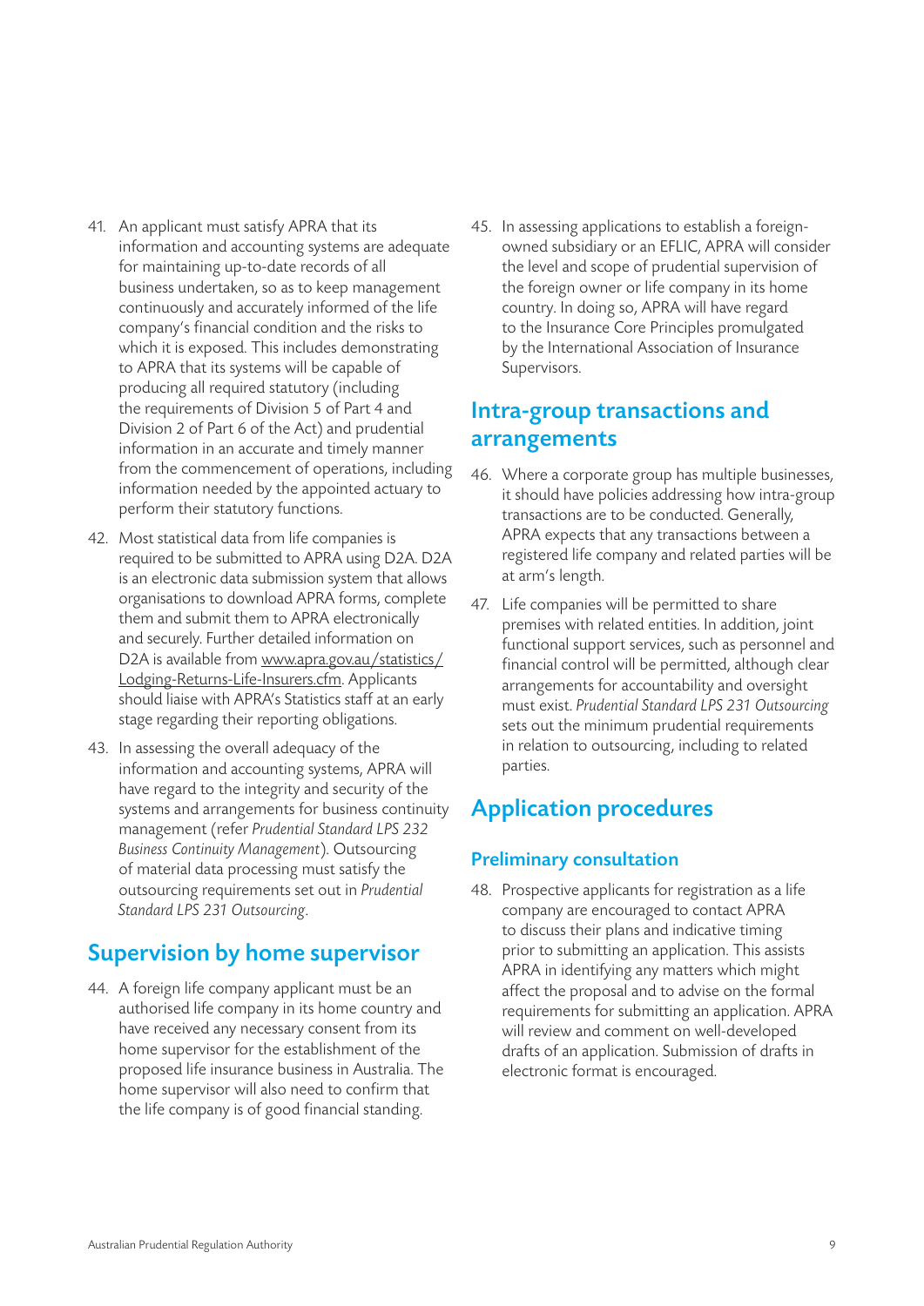41. An applicant must satisfy APRA that its information and accounting systems are adequate for maintaining up-to-date records of all business undertaken, so as to keep management continuously and accurately informed of the life company's financial condition and the risks to which it is exposed. This includes demonstrating to APRA that its systems will be capable of producing all required statutory (including the requirements of Division 5 of Part 4 and Division 2 of Part 6 of the Act) and prudential information in an accurate and timely manner from the commencement of operations, including information needed by the appointed actuary to perform their statutory functions.

42. Most statistical data from life companies is required to be submitted to APRA using D2A. D2A is an electronic data submission system that allows organisations to download APRA forms, complete them and submit them to APRA electronically and securely. Further detailed information on D2A is available from www.apra.gov.au/statistics/Lodging-Returns-Life-Insurers.cfm. Applicants should liaise with APRA's Statistics staff at an early stage regarding their reporting obligations.

43. In assessing the overall adequacy of the information and accounting systems, APRA will have regard to the integrity and security of the systems and arrangements for business continuity management (refer *Prudential Standard LPS 232 Business Continuity Management*). Outsourcing of material data processing must satisfy the outsourcing requirements set out in *Prudential Standard LPS 231 Outsourcing*.

## Supervision by home supervisor

44. A foreign life company applicant must be an authorised life company in its home country and have received any necessary consent from its home supervisor for the establishment of the proposed life insurance business in Australia. The home supervisor will also need to confirm that the life company is of good financial standing.

45. In assessing applications to establish a foreign-owned subsidiary or an EFLIC, APRA will consider the level and scope of prudential supervision of the foreign owner or life company in its home country. In doing so, APRA will have regard to the Insurance Core Principles promulgated by the International Association of Insurance Supervisors.

## Intra-group transactions and arrangements

46. Where a corporate group has multiple businesses, it should have policies addressing how intra-group transactions are to be conducted. Generally, APRA expects that any transactions between a registered life company and related parties will be at arm's length.

47. Life companies will be permitted to share premises with related entities. In addition, joint functional support services, such as personnel and financial control will be permitted, although clear arrangements for accountability and oversight must exist. *Prudential Standard LPS 231 Outsourcing* sets out the minimum prudential requirements in relation to outsourcing, including to related parties.

## Application procedures

### Preliminary consultation

48. Prospective applicants for registration as a life company are encouraged to contact APRA to discuss their plans and indicative timing prior to submitting an application. This assists APRA in identifying any matters which might affect the proposal and to advise on the formal requirements for submitting an application. APRA will review and comment on well-developed drafts of an application. Submission of drafts in electronic format is encouraged.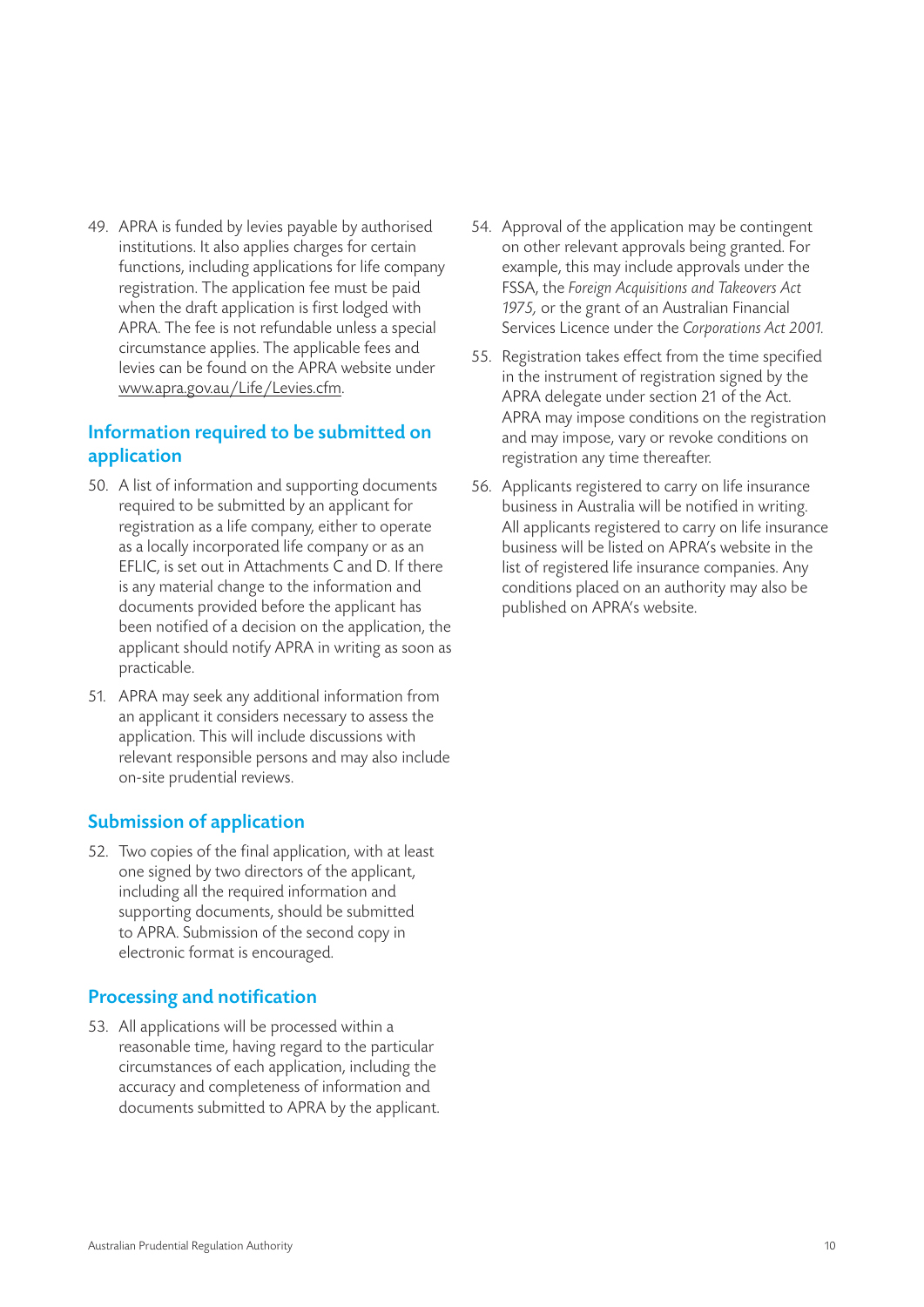49. APRA is funded by levies payable by authorised institutions. It also applies charges for certain functions, including applications for life company registration. The application fee must be paid when the draft application is first lodged with APRA. The fee is not refundable unless a special circumstance applies. The applicable fees and levies can be found on the APRA website under www.apra.gov.au/Life/Levies.cfm.

## Information required to be submitted on application

50. A list of information and supporting documents required to be submitted by an applicant for registration as a life company, either to operate as a locally incorporated life company or as an EFLIC, is set out in Attachments C and D. If there is any material change to the information and documents provided before the applicant has been notified of a decision on the application, the applicant should notify APRA in writing as soon as practicable.

51. APRA may seek any additional information from an applicant it considers necessary to assess the application. This will include discussions with relevant responsible persons and may also include on-site prudential reviews.

## Submission of application

52. Two copies of the final application, with at least one signed by two directors of the applicant, including all the required information and supporting documents, should be submitted to APRA. Submission of the second copy in electronic format is encouraged.

## Processing and notification

53. All applications will be processed within a reasonable time, having regard to the particular circumstances of each application, including the accuracy and completeness of information and documents submitted to APRA by the applicant.

54. Approval of the application may be contingent on other relevant approvals being granted. For example, this may include approvals under the FSSA, the *Foreign Acquisitions and Takeovers Act 1975,* or the grant of an Australian Financial Services Licence under the *Corporations Act 2001.*

55. Registration takes effect from the time specified in the instrument of registration signed by the APRA delegate under section 21 of the Act. APRA may impose conditions on the registration and may impose, vary or revoke conditions on registration any time thereafter.

56. Applicants registered to carry on life insurance business in Australia will be notified in writing. All applicants registered to carry on life insurance business will be listed on APRA's website in the list of registered life insurance companies. Any conditions placed on an authority may also be published on APRA's website.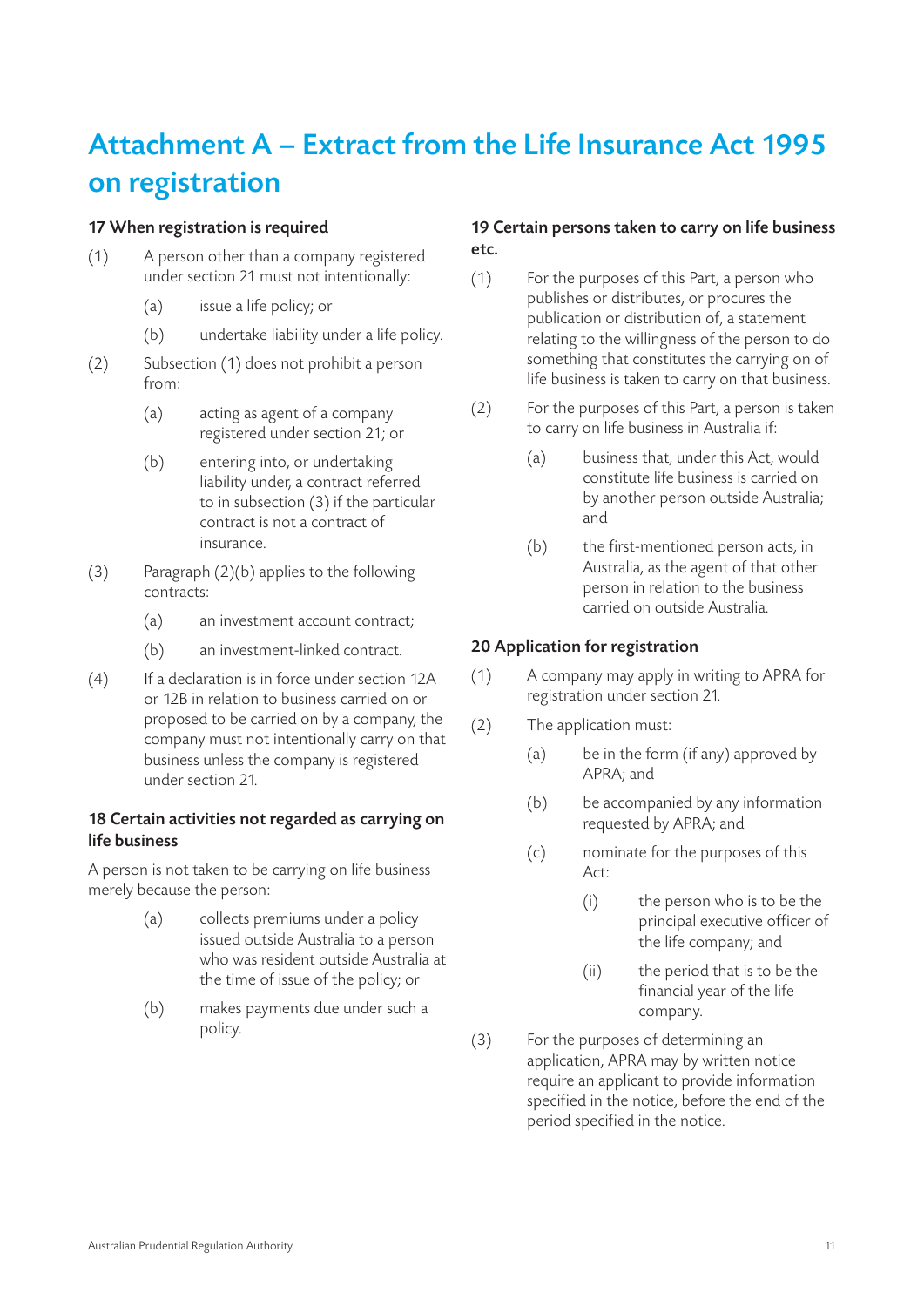# Attachment A – Extract from the Life Insurance Act 1995 on registration

### 17 When registration is required

(1) A person other than a company registered under section 21 must not intentionally:

- (a) issue a life policy; or
- (b) undertake liability under a life policy.

(2) Subsection (1) does not prohibit a person from:

- (a) acting as agent of a company registered under section 21; or
- (b) entering into, or undertaking liability under, a contract referred to in subsection (3) if the particular contract is not a contract of insurance.

(3) Paragraph (2)(b) applies to the following contracts:

- (a) an investment account contract;
- (b) an investment-linked contract.

(4) If a declaration is in force under section 12A or 12B in relation to business carried on or proposed to be carried on by a company, the company must not intentionally carry on that business unless the company is registered under section 21.

### 18 Certain activities not regarded as carrying on life business

A person is not taken to be carrying on life business merely because the person:

- (a) collects premiums under a policy issued outside Australia to a person who was resident outside Australia at the time of issue of the policy; or
- (b) makes payments due under such a policy.

### 19 Certain persons taken to carry on life business etc.

(1) For the purposes of this Part, a person who publishes or distributes, or procures the publication or distribution of, a statement relating to the willingness of the person to do something that constitutes the carrying on of life business is taken to carry on that business.

(2) For the purposes of this Part, a person is taken to carry on life business in Australia if:

- (a) business that, under this Act, would constitute life business is carried on by another person outside Australia; and
- (b) the first-mentioned person acts, in Australia, as the agent of that other person in relation to the business carried on outside Australia.

### 20 Application for registration

(1) A company may apply in writing to APRA for registration under section 21.

(2) The application must:

- (a) be in the form (if any) approved by APRA; and
- (b) be accompanied by any information requested by APRA; and
- (c) nominate for the purposes of this Act:
  - (i) the person who is to be the principal executive officer of the life company; and
  - (ii) the period that is to be the financial year of the life company.

(3) For the purposes of determining an application, APRA may by written notice require an applicant to provide information specified in the notice, before the end of the period specified in the notice.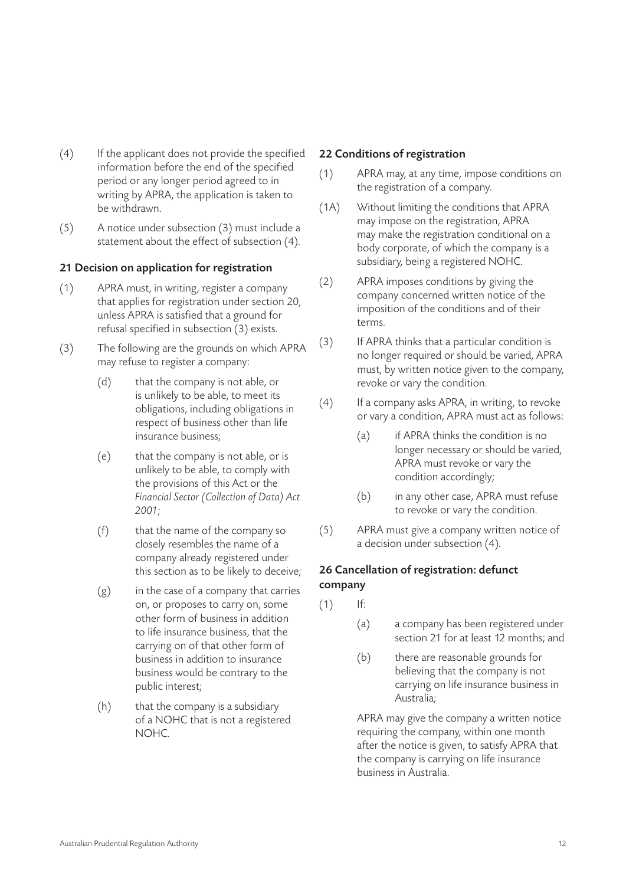(4) If the applicant does not provide the specified information before the end of the specified period or any longer period agreed to in writing by APRA, the application is taken to be withdrawn.

(5) A notice under subsection (3) must include a statement about the effect of subsection (4).

### 21 Decision on application for registration

(1) APRA must, in writing, register a company that applies for registration under section 20, unless APRA is satisfied that a ground for refusal specified in subsection (3) exists.

(3) The following are the grounds on which APRA may refuse to register a company:

- (d) that the company is not able, or is unlikely to be able, to meet its obligations, including obligations in respect of business other than life insurance business;
- (e) that the company is not able, or is unlikely to be able, to comply with the provisions of this Act or the *Financial Sector (Collection of Data) Act 2001*;
- (f) that the name of the company so closely resembles the name of a company already registered under this section as to be likely to deceive;
- (g) in the case of a company that carries on, or proposes to carry on, some other form of business in addition to life insurance business, that the carrying on of that other form of business in addition to insurance business would be contrary to the public interest;
- (h) that the company is a subsidiary of a NOHC that is not a registered NOHC.

### 22 Conditions of registration

(1) APRA may, at any time, impose conditions on the registration of a company.

(1A) Without limiting the conditions that APRA may impose on the registration, APRA may make the registration conditional on a body corporate, of which the company is a subsidiary, being a registered NOHC.

(2) APRA imposes conditions by giving the company concerned written notice of the imposition of the conditions and of their terms.

(3) If APRA thinks that a particular condition is no longer required or should be varied, APRA must, by written notice given to the company, revoke or vary the condition.

(4) If a company asks APRA, in writing, to revoke or vary a condition, APRA must act as follows:

- (a) if APRA thinks the condition is no longer necessary or should be varied, APRA must revoke or vary the condition accordingly;
- (b) in any other case, APRA must refuse to revoke or vary the condition.

(5) APRA must give a company written notice of a decision under subsection (4).

### 26 Cancellation of registration: defunct company

(1) If:

- (a) a company has been registered under section 21 for at least 12 months; and
- (b) there are reasonable grounds for believing that the company is not carrying on life insurance business in Australia;

APRA may give the company a written notice requiring the company, within one month after the notice is given, to satisfy APRA that the company is carrying on life insurance business in Australia.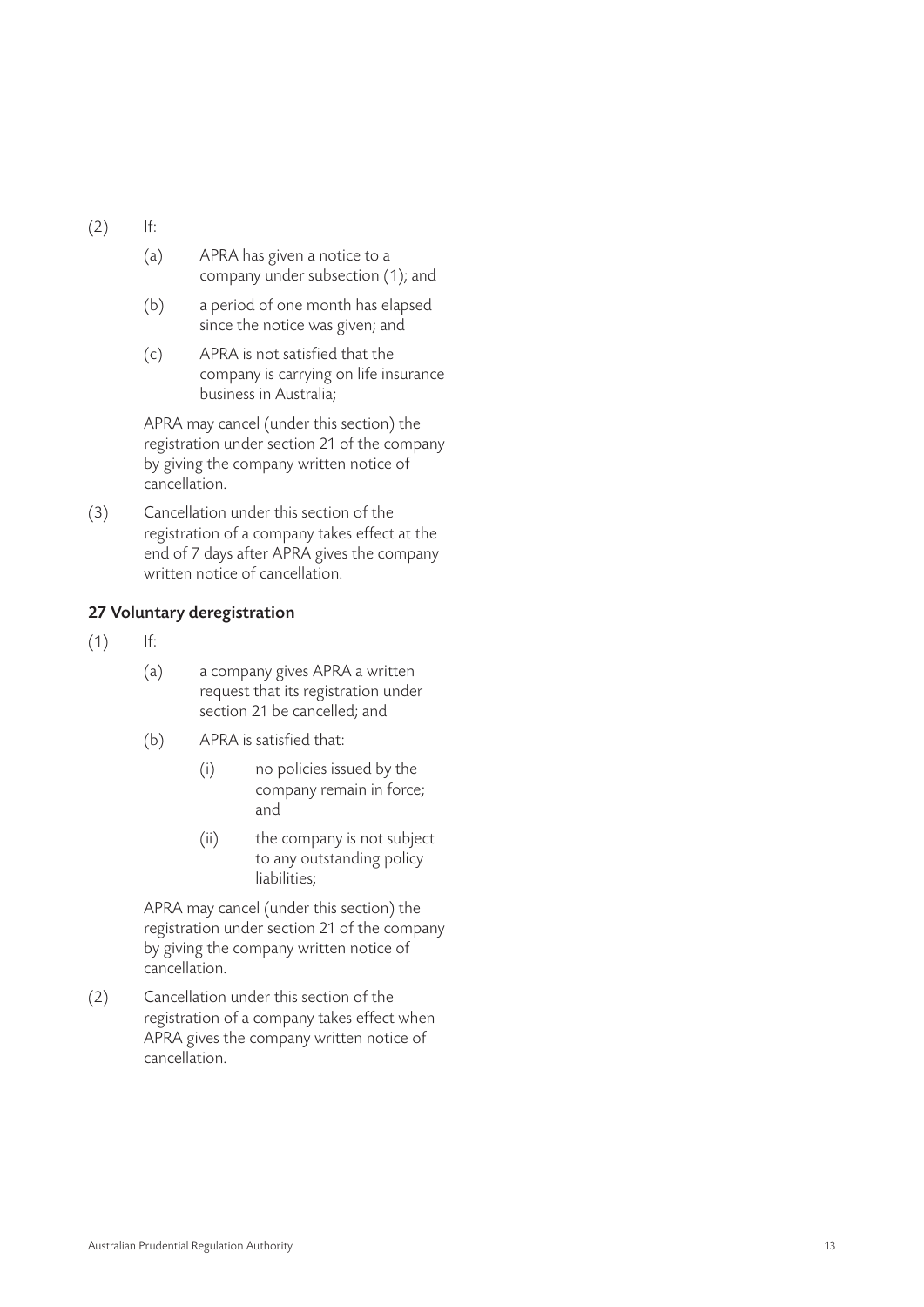(2) If:

(a) APRA has given a notice to a company under subsection (1); and

(b) a period of one month has elapsed since the notice was given; and

(c) APRA is not satisfied that the company is carrying on life insurance business in Australia;

APRA may cancel (under this section) the registration under section 21 of the company by giving the company written notice of cancellation.

(3) Cancellation under this section of the registration of a company takes effect at the end of 7 days after APRA gives the company written notice of cancellation.

### 27 Voluntary deregistration

(1) If:

(a) a company gives APRA a written request that its registration under section 21 be cancelled; and

(b) APRA is satisfied that:

(i) no policies issued by the company remain in force; and

(ii) the company is not subject to any outstanding policy liabilities;

APRA may cancel (under this section) the registration under section 21 of the company by giving the company written notice of cancellation.

(2) Cancellation under this section of the registration of a company takes effect when APRA gives the company written notice of cancellation.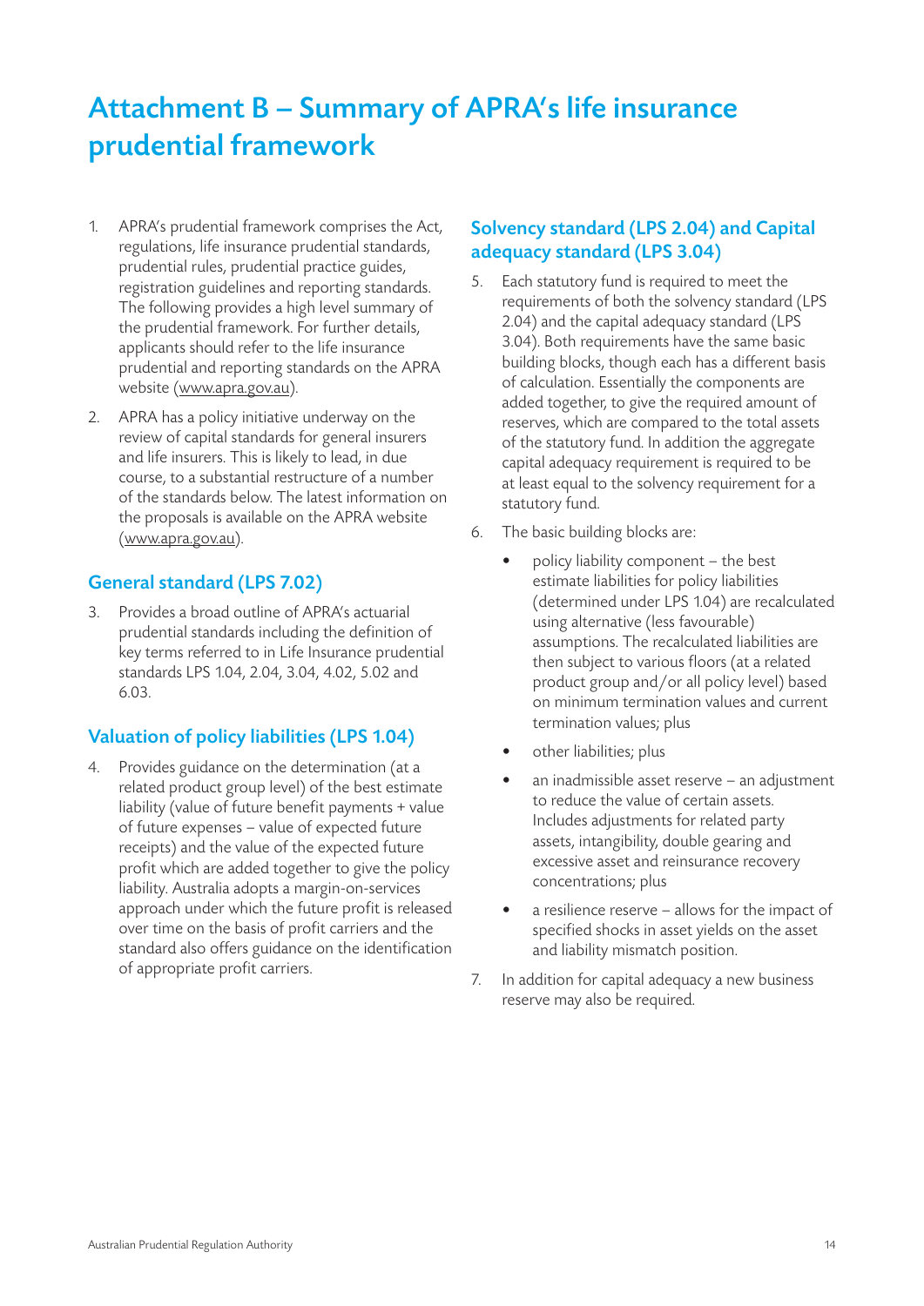# Attachment B – Summary of APRA's life insurance prudential framework

1. APRA's prudential framework comprises the Act, regulations, life insurance prudential standards, prudential rules, prudential practice guides, registration guidelines and reporting standards. The following provides a high level summary of the prudential framework. For further details, applicants should refer to the life insurance prudential and reporting standards on the APRA website (www.apra.gov.au).

2. APRA has a policy initiative underway on the review of capital standards for general insurers and life insurers. This is likely to lead, in due course, to a substantial restructure of a number of the standards below. The latest information on the proposals is available on the APRA website (www.apra.gov.au).

## General standard (LPS 7.02)

3. Provides a broad outline of APRA's actuarial prudential standards including the definition of key terms referred to in Life Insurance prudential standards LPS 1.04, 2.04, 3.04, 4.02, 5.02 and 6.03.

## Valuation of policy liabilities (LPS 1.04)

4. Provides guidance on the determination (at a related product group level) of the best estimate liability (value of future benefit payments + value of future expenses – value of expected future receipts) and the value of the expected future profit which are added together to give the policy liability. Australia adopts a margin-on-services approach under which the future profit is released over time on the basis of profit carriers and the standard also offers guidance on the identification of appropriate profit carriers.

## Solvency standard (LPS 2.04) and Capital adequacy standard (LPS 3.04)

5. Each statutory fund is required to meet the requirements of both the solvency standard (LPS 2.04) and the capital adequacy standard (LPS 3.04). Both requirements have the same basic building blocks, though each has a different basis of calculation. Essentially the components are added together, to give the required amount of reserves, which are compared to the total assets of the statutory fund. In addition the aggregate capital adequacy requirement is required to be at least equal to the solvency requirement for a statutory fund.

6. The basic building blocks are:

   - policy liability component – the best estimate liabilities for policy liabilities (determined under LPS 1.04) are recalculated using alternative (less favourable) assumptions. The recalculated liabilities are then subject to various floors (at a related product group and/or all policy level) based on minimum termination values and current termination values; plus
   - other liabilities; plus
   - an inadmissible asset reserve – an adjustment to reduce the value of certain assets. Includes adjustments for related party assets, intangibility, double gearing and excessive asset and reinsurance recovery concentrations; plus
   - a resilience reserve – allows for the impact of specified shocks in asset yields on the asset and liability mismatch position.

7. In addition for capital adequacy a new business reserve may also be required.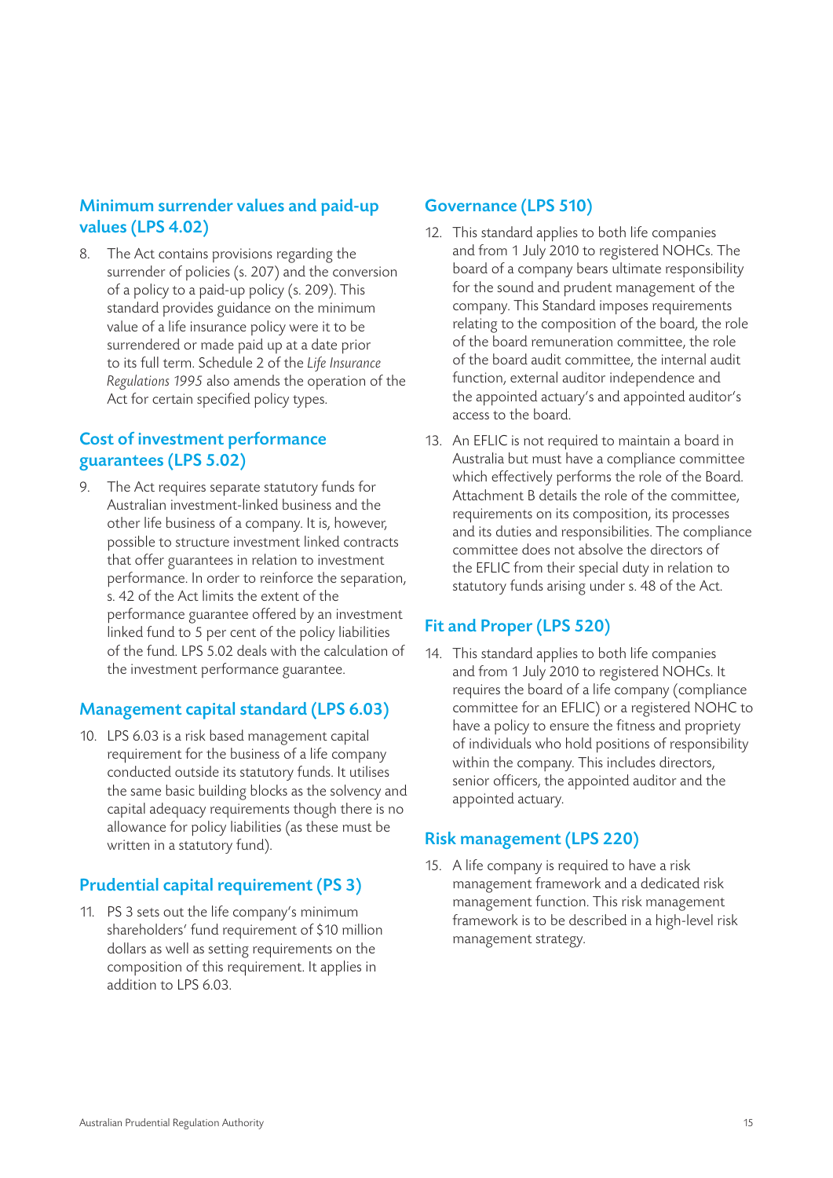## Minimum surrender values and paid-up values (LPS 4.02)

8. The Act contains provisions regarding the surrender of policies (s. 207) and the conversion of a policy to a paid-up policy (s. 209). This standard provides guidance on the minimum value of a life insurance policy were it to be surrendered or made paid up at a date prior to its full term. Schedule 2 of the *Life Insurance Regulations 1995* also amends the operation of the Act for certain specified policy types.

## Cost of investment performance guarantees (LPS 5.02)

9. The Act requires separate statutory funds for Australian investment-linked business and the other life business of a company. It is, however, possible to structure investment linked contracts that offer guarantees in relation to investment performance. In order to reinforce the separation, s. 42 of the Act limits the extent of the performance guarantee offered by an investment linked fund to 5 per cent of the policy liabilities of the fund. LPS 5.02 deals with the calculation of the investment performance guarantee.

## Management capital standard (LPS 6.03)

10. LPS 6.03 is a risk based management capital requirement for the business of a life company conducted outside its statutory funds. It utilises the same basic building blocks as the solvency and capital adequacy requirements though there is no allowance for policy liabilities (as these must be written in a statutory fund).

## Prudential capital requirement (PS 3)

11. PS 3 sets out the life company's minimum shareholders' fund requirement of $10 million dollars as well as setting requirements on the composition of this requirement. It applies in addition to LPS 6.03.

## Governance (LPS 510)

12. This standard applies to both life companies and from 1 July 2010 to registered NOHCs. The board of a company bears ultimate responsibility for the sound and prudent management of the company. This Standard imposes requirements relating to the composition of the board, the role of the board remuneration committee, the role of the board audit committee, the internal audit function, external auditor independence and the appointed actuary's and appointed auditor's access to the board.

13. An EFLIC is not required to maintain a board in Australia but must have a compliance committee which effectively performs the role of the Board. Attachment B details the role of the committee, requirements on its composition, its processes and its duties and responsibilities. The compliance committee does not absolve the directors of the EFLIC from their special duty in relation to statutory funds arising under s. 48 of the Act.

## Fit and Proper (LPS 520)

14. This standard applies to both life companies and from 1 July 2010 to registered NOHCs. It requires the board of a life company (compliance committee for an EFLIC) or a registered NOHC to have a policy to ensure the fitness and propriety of individuals who hold positions of responsibility within the company. This includes directors, senior officers, the appointed auditor and the appointed actuary.

## Risk management (LPS 220)

15. A life company is required to have a risk management framework and a dedicated risk management function. This risk management framework is to be described in a high-level risk management strategy.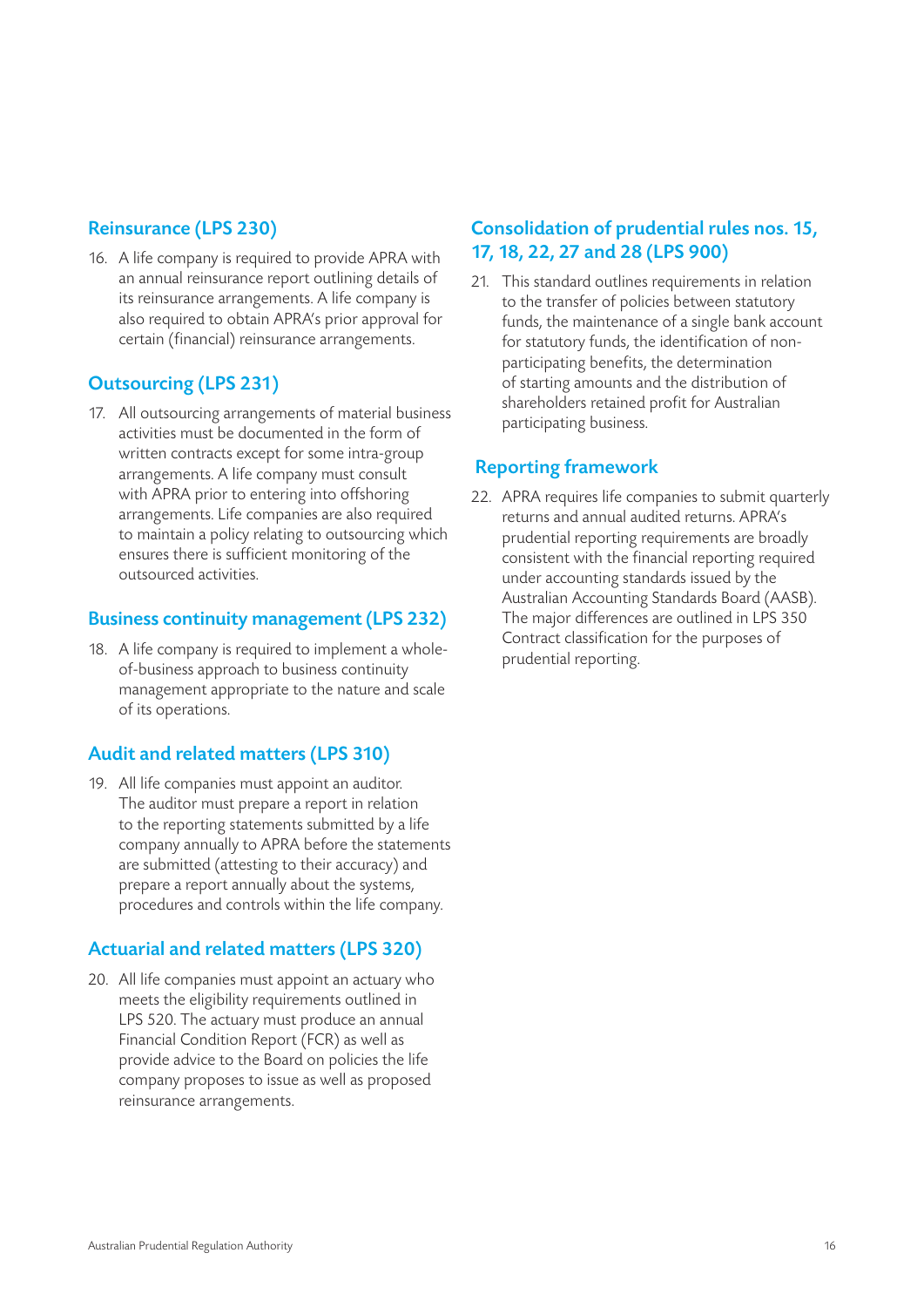## Reinsurance (LPS 230)

16. A life company is required to provide APRA with an annual reinsurance report outlining details of its reinsurance arrangements. A life company is also required to obtain APRA's prior approval for certain (financial) reinsurance arrangements.

## Outsourcing (LPS 231)

17. All outsourcing arrangements of material business activities must be documented in the form of written contracts except for some intra-group arrangements. A life company must consult with APRA prior to entering into offshoring arrangements. Life companies are also required to maintain a policy relating to outsourcing which ensures there is sufficient monitoring of the outsourced activities.

## Business continuity management (LPS 232)

18. A life company is required to implement a whole-of-business approach to business continuity management appropriate to the nature and scale of its operations.

## Audit and related matters (LPS 310)

19. All life companies must appoint an auditor. The auditor must prepare a report in relation to the reporting statements submitted by a life company annually to APRA before the statements are submitted (attesting to their accuracy) and prepare a report annually about the systems, procedures and controls within the life company.

## Actuarial and related matters (LPS 320)

20. All life companies must appoint an actuary who meets the eligibility requirements outlined in LPS 520. The actuary must produce an annual Financial Condition Report (FCR) as well as provide advice to the Board on policies the life company proposes to issue as well as proposed reinsurance arrangements.

## Consolidation of prudential rules nos. 15, 17, 18, 22, 27 and 28 (LPS 900)

21. This standard outlines requirements in relation to the transfer of policies between statutory funds, the maintenance of a single bank account for statutory funds, the identification of non-participating benefits, the determination of starting amounts and the distribution of shareholders retained profit for Australian participating business.

## Reporting framework

22. APRA requires life companies to submit quarterly returns and annual audited returns. APRA's prudential reporting requirements are broadly consistent with the financial reporting required under accounting standards issued by the Australian Accounting Standards Board (AASB). The major differences are outlined in LPS 350 Contract classification for the purposes of prudential reporting.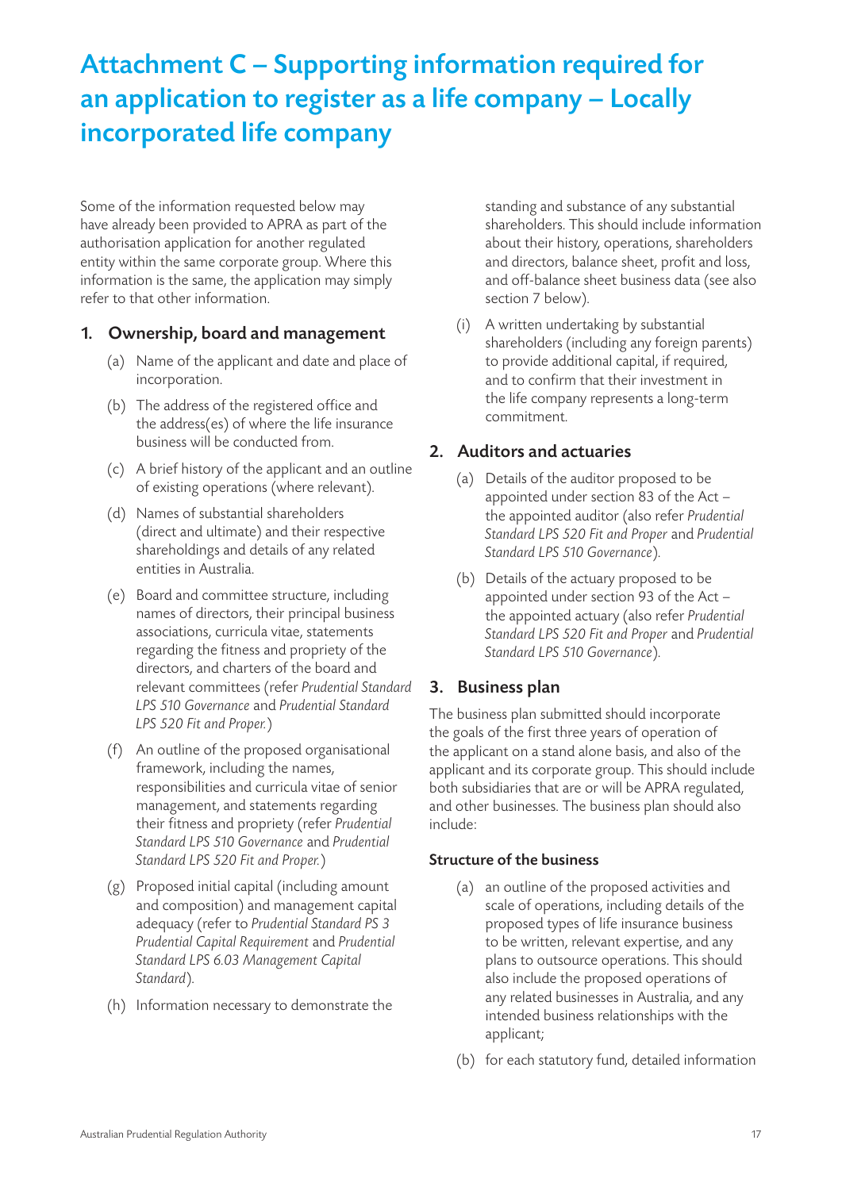# Attachment C – Supporting information required for an application to register as a life company – Locally incorporated life company

Some of the information requested below may have already been provided to APRA as part of the authorisation application for another regulated entity within the same corporate group. Where this information is the same, the application may simply refer to that other information.

## 1. Ownership, board and management

(a) Name of the applicant and date and place of incorporation.

(b) The address of the registered office and the address(es) of where the life insurance business will be conducted from.

(c) A brief history of the applicant and an outline of existing operations (where relevant).

(d) Names of substantial shareholders (direct and ultimate) and their respective shareholdings and details of any related entities in Australia.

(e) Board and committee structure, including names of directors, their principal business associations, curricula vitae, statements regarding the fitness and propriety of the directors, and charters of the board and relevant committees (refer *Prudential Standard LPS 510 Governance* and *Prudential Standard LPS 520 Fit and Proper.*)

(f) An outline of the proposed organisational framework, including the names, responsibilities and curricula vitae of senior management, and statements regarding their fitness and propriety (refer *Prudential Standard LPS 510 Governance* and *Prudential Standard LPS 520 Fit and Proper.*)

(g) Proposed initial capital (including amount and composition) and management capital adequacy (refer to *Prudential Standard PS 3 Prudential Capital Requirement* and *Prudential Standard LPS 6.03 Management Capital Standard*).

(h) Information necessary to demonstrate the standing and substance of any substantial shareholders. This should include information about their history, operations, shareholders and directors, balance sheet, profit and loss, and off-balance sheet business data (see also section 7 below).

(i) A written undertaking by substantial shareholders (including any foreign parents) to provide additional capital, if required, and to confirm that their investment in the life company represents a long-term commitment.

## 2. Auditors and actuaries

(a) Details of the auditor proposed to be appointed under section 83 of the Act – the appointed auditor (also refer *Prudential Standard LPS 520 Fit and Proper* and *Prudential Standard LPS 510 Governance*).

(b) Details of the actuary proposed to be appointed under section 93 of the Act – the appointed actuary (also refer *Prudential Standard LPS 520 Fit and Proper* and *Prudential Standard LPS 510 Governance*).

## 3. Business plan

The business plan submitted should incorporate the goals of the first three years of operation of the applicant on a stand alone basis, and also of the applicant and its corporate group. This should include both subsidiaries that are or will be APRA regulated, and other businesses. The business plan should also include:

### Structure of the business

(a) an outline of the proposed activities and scale of operations, including details of the proposed types of life insurance business to be written, relevant expertise, and any plans to outsource operations. This should also include the proposed operations of any related businesses in Australia, and any intended business relationships with the applicant;

(b) for each statutory fund, detailed information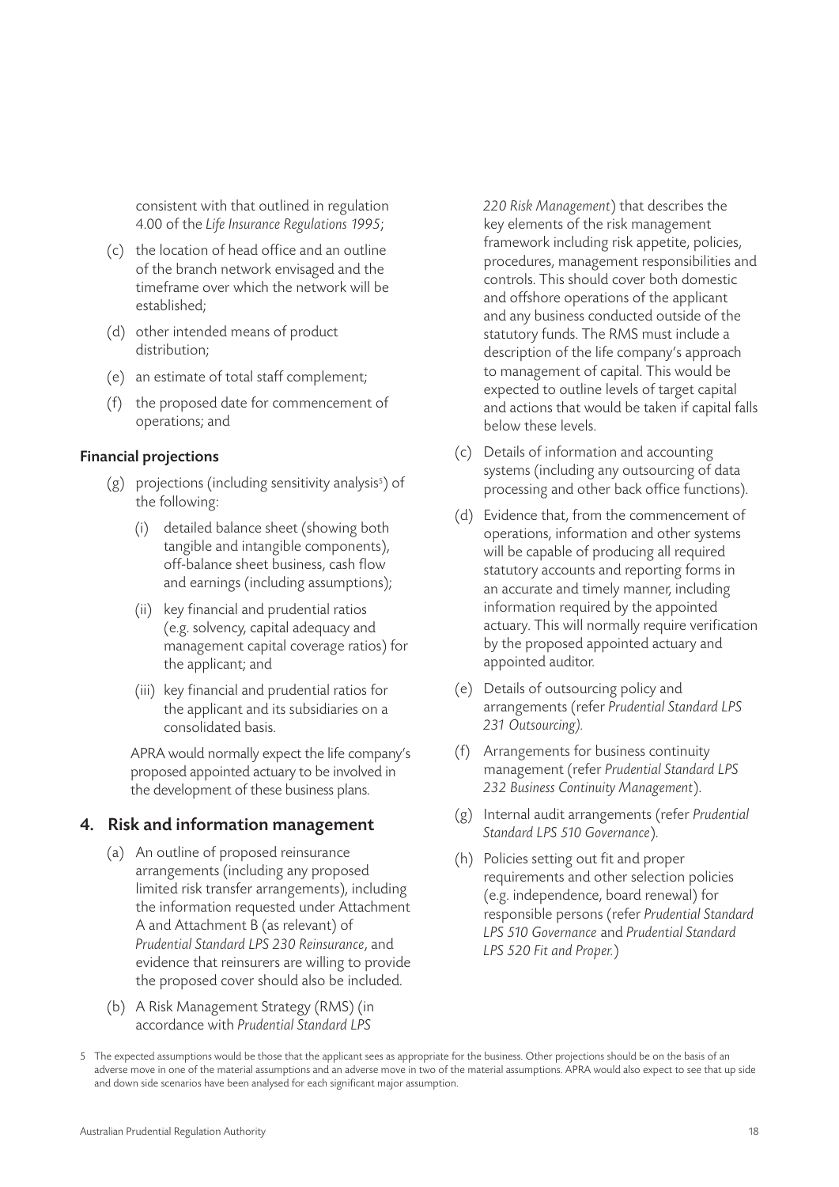consistent with that outlined in regulation 4.00 of the *Life Insurance Regulations 1995*;

(c) the location of head office and an outline of the branch network envisaged and the timeframe over which the network will be established;

(d) other intended means of product distribution;

(e) an estimate of total staff complement;

(f) the proposed date for commencement of operations; and

**Financial projections**

(g) projections (including sensitivity analysis[5]) of the following:

  (i) detailed balance sheet (showing both tangible and intangible components), off-balance sheet business, cash flow and earnings (including assumptions);

  (ii) key financial and prudential ratios (e.g. solvency, capital adequacy and management capital coverage ratios) for the applicant; and

  (iii) key financial and prudential ratios for the applicant and its subsidiaries on a consolidated basis.

APRA would normally expect the life company's proposed appointed actuary to be involved in the development of these business plans.

## 4. Risk and information management

(a) An outline of proposed reinsurance arrangements (including any proposed limited risk transfer arrangements), including the information requested under Attachment A and Attachment B (as relevant) of *Prudential Standard LPS 230 Reinsurance*, and evidence that reinsurers are willing to provide the proposed cover should also be included.

(b) A Risk Management Strategy (RMS) (in accordance with *Prudential Standard LPS 220 Risk Management*) that describes the key elements of the risk management framework including risk appetite, policies, procedures, management responsibilities and controls. This should cover both domestic and offshore operations of the applicant and any business conducted outside of the statutory funds. The RMS must include a description of the life company's approach to management of capital. This would be expected to outline levels of target capital and actions that would be taken if capital falls below these levels.

(c) Details of information and accounting systems (including any outsourcing of data processing and other back office functions).

(d) Evidence that, from the commencement of operations, information and other systems will be capable of producing all required statutory accounts and reporting forms in an accurate and timely manner, including information required by the appointed actuary. This will normally require verification by the proposed appointed actuary and appointed auditor.

(e) Details of outsourcing policy and arrangements (refer *Prudential Standard LPS 231 Outsourcing).*

(f) Arrangements for business continuity management (refer *Prudential Standard LPS 232 Business Continuity Management*).

(g) Internal audit arrangements (refer *Prudential Standard LPS 510 Governance*).

(h) Policies setting out fit and proper requirements and other selection policies (e.g. independence, board renewal) for responsible persons (refer *Prudential Standard LPS 510 Governance* and *Prudential Standard LPS 520 Fit and Proper.*)

---

5 The expected assumptions would be those that the applicant sees as appropriate for the business. Other projections should be on the basis of an adverse move in one of the material assumptions and an adverse move in two of the material assumptions. APRA would also expect to see that up side and down side scenarios have been analysed for each significant major assumption.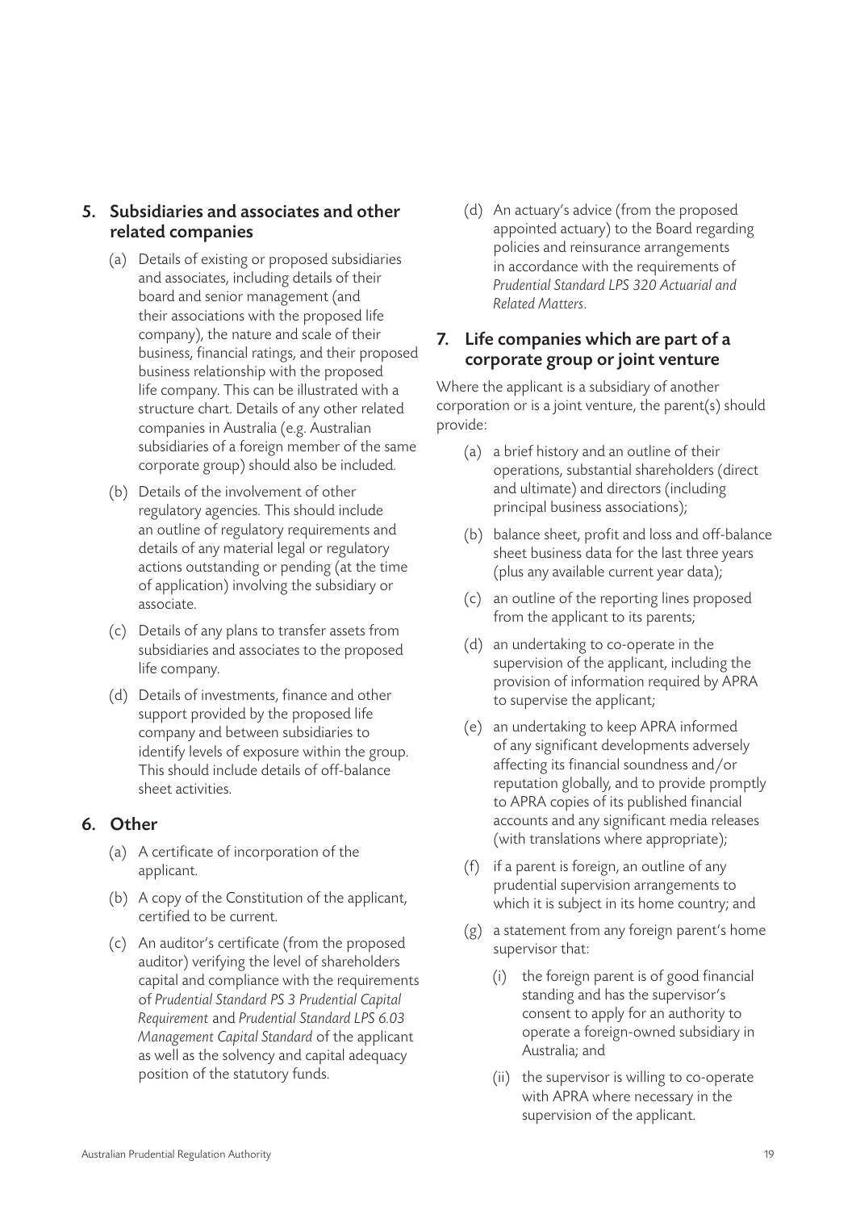## 5. Subsidiaries and associates and other related companies

(a) Details of existing or proposed subsidiaries and associates, including details of their board and senior management (and their associations with the proposed life company), the nature and scale of their business, financial ratings, and their proposed business relationship with the proposed life company. This can be illustrated with a structure chart. Details of any other related companies in Australia (e.g. Australian subsidiaries of a foreign member of the same corporate group) should also be included.

(b) Details of the involvement of other regulatory agencies. This should include an outline of regulatory requirements and details of any material legal or regulatory actions outstanding or pending (at the time of application) involving the subsidiary or associate.

(c) Details of any plans to transfer assets from subsidiaries and associates to the proposed life company.

(d) Details of investments, finance and other support provided by the proposed life company and between subsidiaries to identify levels of exposure within the group. This should include details of off-balance sheet activities.

## 6. Other

(a) A certificate of incorporation of the applicant.

(b) A copy of the Constitution of the applicant, certified to be current.

(c) An auditor's certificate (from the proposed auditor) verifying the level of shareholders capital and compliance with the requirements of *Prudential Standard PS 3 Prudential Capital Requirement* and *Prudential Standard LPS 6.03 Management Capital Standard* of the applicant as well as the solvency and capital adequacy position of the statutory funds.

(d) An actuary's advice (from the proposed appointed actuary) to the Board regarding policies and reinsurance arrangements in accordance with the requirements of *Prudential Standard LPS 320 Actuarial and Related Matters*.

## 7. Life companies which are part of a corporate group or joint venture

Where the applicant is a subsidiary of another corporation or is a joint venture, the parent(s) should provide:

(a) a brief history and an outline of their operations, substantial shareholders (direct and ultimate) and directors (including principal business associations);

(b) balance sheet, profit and loss and off-balance sheet business data for the last three years (plus any available current year data);

(c) an outline of the reporting lines proposed from the applicant to its parents;

(d) an undertaking to co-operate in the supervision of the applicant, including the provision of information required by APRA to supervise the applicant;

(e) an undertaking to keep APRA informed of any significant developments adversely affecting its financial soundness and/or reputation globally, and to provide promptly to APRA copies of its published financial accounts and any significant media releases (with translations where appropriate);

(f) if a parent is foreign, an outline of any prudential supervision arrangements to which it is subject in its home country; and

(g) a statement from any foreign parent's home supervisor that:

   (i) the foreign parent is of good financial standing and has the supervisor's consent to apply for an authority to operate a foreign-owned subsidiary in Australia; and

   (ii) the supervisor is willing to co-operate with APRA where necessary in the supervision of the applicant.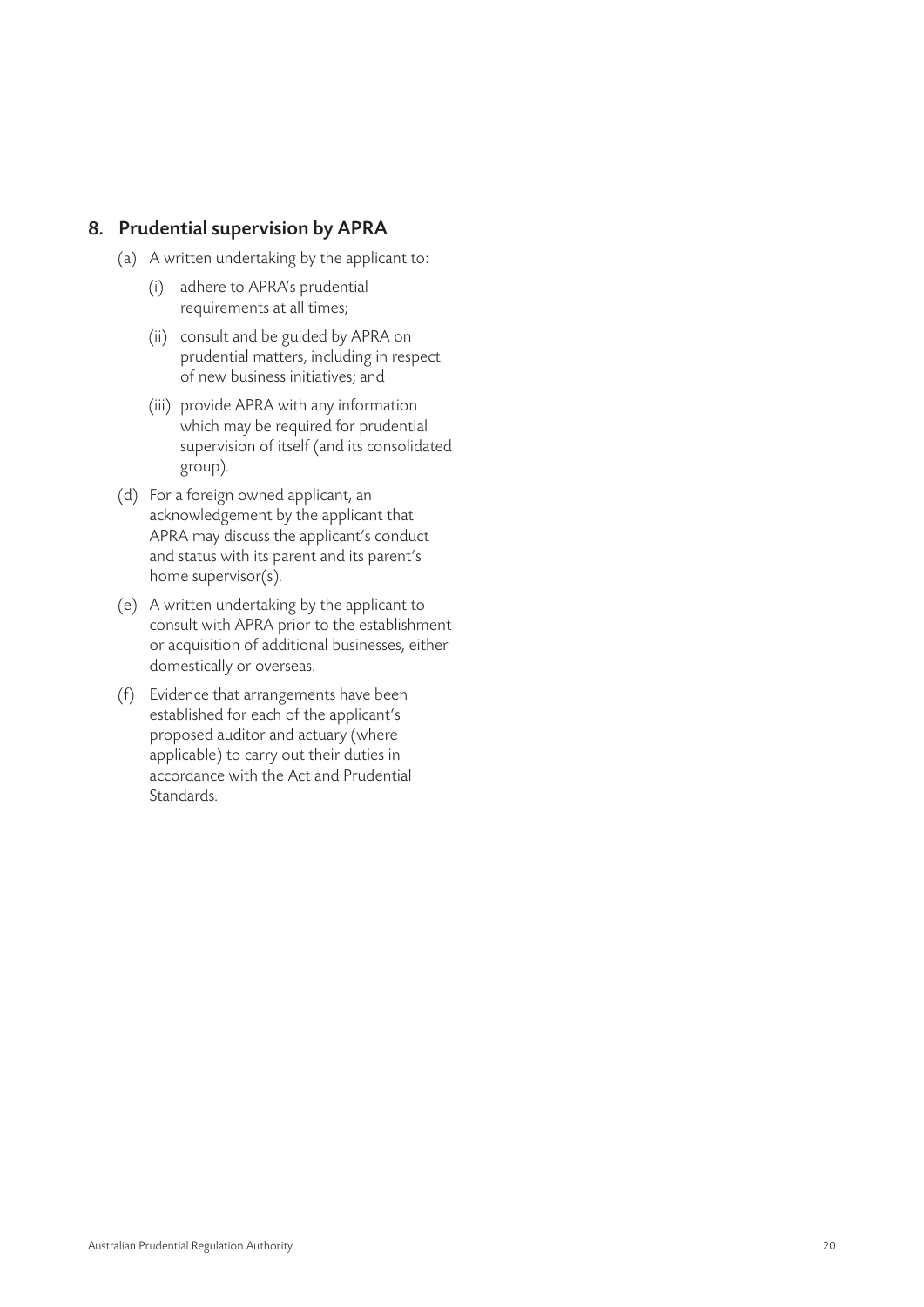## 8. Prudential supervision by APRA

(a) A written undertaking by the applicant to:

 (i) adhere to APRA's prudential requirements at all times;

 (ii) consult and be guided by APRA on prudential matters, including in respect of new business initiatives; and

 (iii) provide APRA with any information which may be required for prudential supervision of itself (and its consolidated group).

(d) For a foreign owned applicant, an acknowledgement by the applicant that APRA may discuss the applicant's conduct and status with its parent and its parent's home supervisor(s).

(e) A written undertaking by the applicant to consult with APRA prior to the establishment or acquisition of additional businesses, either domestically or overseas.

(f) Evidence that arrangements have been established for each of the applicant's proposed auditor and actuary (where applicable) to carry out their duties in accordance with the Act and Prudential Standards.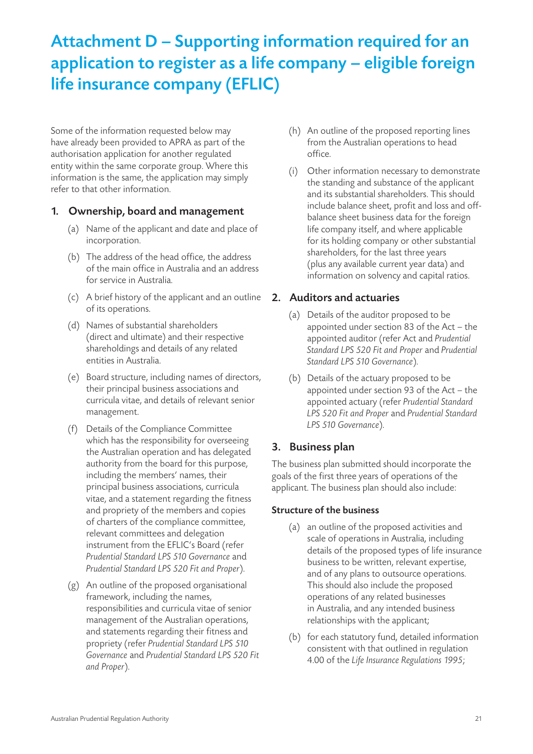# Attachment D – Supporting information required for an application to register as a life company – eligible foreign life insurance company (EFLIC)

Some of the information requested below may have already been provided to APRA as part of the authorisation application for another regulated entity within the same corporate group. Where this information is the same, the application may simply refer to that other information.

## 1. Ownership, board and management

(a) Name of the applicant and date and place of incorporation.

(b) The address of the head office, the address of the main office in Australia and an address for service in Australia.

(c) A brief history of the applicant and an outline of its operations.

(d) Names of substantial shareholders (direct and ultimate) and their respective shareholdings and details of any related entities in Australia.

(e) Board structure, including names of directors, their principal business associations and curricula vitae, and details of relevant senior management.

(f) Details of the Compliance Committee which has the responsibility for overseeing the Australian operation and has delegated authority from the board for this purpose, including the members' names, their principal business associations, curricula vitae, and a statement regarding the fitness and propriety of the members and copies of charters of the compliance committee, relevant committees and delegation instrument from the EFLIC's Board (refer *Prudential Standard LPS 510 Governance* and *Prudential Standard LPS 520 Fit and Proper*).

(g) An outline of the proposed organisational framework, including the names, responsibilities and curricula vitae of senior management of the Australian operations, and statements regarding their fitness and propriety (refer *Prudential Standard LPS 510 Governance* and *Prudential Standard LPS 520 Fit and Proper*).

(h) An outline of the proposed reporting lines from the Australian operations to head office.

(i) Other information necessary to demonstrate the standing and substance of the applicant and its substantial shareholders. This should include balance sheet, profit and loss and off-balance sheet business data for the foreign life company itself, and where applicable for its holding company or other substantial shareholders, for the last three years (plus any available current year data) and information on solvency and capital ratios.

## 2. Auditors and actuaries

(a) Details of the auditor proposed to be appointed under section 83 of the Act – the appointed auditor (refer Act and *Prudential Standard LPS 520 Fit and Proper* and *Prudential Standard LPS 510 Governance*).

(b) Details of the actuary proposed to be appointed under section 93 of the Act – the appointed actuary (refer *Prudential Standard LPS 520 Fit and Proper* and *Prudential Standard LPS 510 Governance*).

## 3. Business plan

The business plan submitted should incorporate the goals of the first three years of operations of the applicant. The business plan should also include:

### Structure of the business

(a) an outline of the proposed activities and scale of operations in Australia, including details of the proposed types of life insurance business to be written, relevant expertise, and of any plans to outsource operations. This should also include the proposed operations of any related businesses in Australia, and any intended business relationships with the applicant;

(b) for each statutory fund, detailed information consistent with that outlined in regulation 4.00 of the *Life Insurance Regulations 1995*;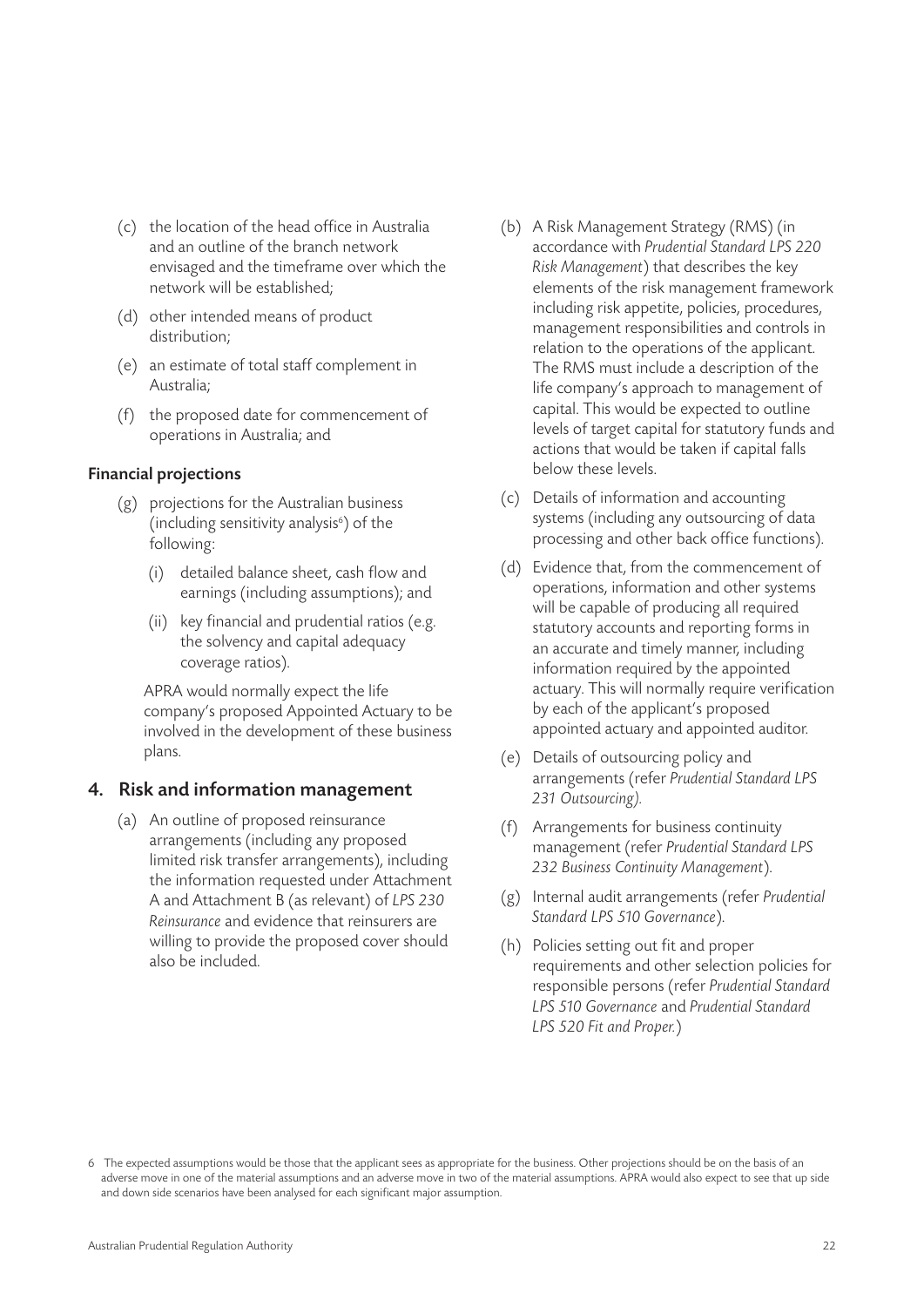(c) the location of the head office in Australia and an outline of the branch network envisaged and the timeframe over which the network will be established;

(d) other intended means of product distribution;

(e) an estimate of total staff complement in Australia;

(f) the proposed date for commencement of operations in Australia; and

**Financial projections**

(g) projections for the Australian business (including sensitivity analysis[6]) of the following:

   (i) detailed balance sheet, cash flow and earnings (including assumptions); and

   (ii) key financial and prudential ratios (e.g. the solvency and capital adequacy coverage ratios).

   APRA would normally expect the life company's proposed Appointed Actuary to be involved in the development of these business plans.

## 4. Risk and information management

(a) An outline of proposed reinsurance arrangements (including any proposed limited risk transfer arrangements), including the information requested under Attachment A and Attachment B (as relevant) of *LPS 230 Reinsurance* and evidence that reinsurers are willing to provide the proposed cover should also be included.

(b) A Risk Management Strategy (RMS) (in accordance with *Prudential Standard LPS 220 Risk Management*) that describes the key elements of the risk management framework including risk appetite, policies, procedures, management responsibilities and controls in relation to the operations of the applicant. The RMS must include a description of the life company's approach to management of capital. This would be expected to outline levels of target capital for statutory funds and actions that would be taken if capital falls below these levels.

(c) Details of information and accounting systems (including any outsourcing of data processing and other back office functions).

(d) Evidence that, from the commencement of operations, information and other systems will be capable of producing all required statutory accounts and reporting forms in an accurate and timely manner, including information required by the appointed actuary. This will normally require verification by each of the applicant's proposed appointed actuary and appointed auditor.

(e) Details of outsourcing policy and arrangements (refer *Prudential Standard LPS 231 Outsourcing).*

(f) Arrangements for business continuity management (refer *Prudential Standard LPS 232 Business Continuity Management*).

(g) Internal audit arrangements (refer *Prudential Standard LPS 510 Governance*).

(h) Policies setting out fit and proper requirements and other selection policies for responsible persons (refer *Prudential Standard LPS 510 Governance* and *Prudential Standard LPS 520 Fit and Proper.*)

---

6 The expected assumptions would be those that the applicant sees as appropriate for the business. Other projections should be on the basis of an adverse move in one of the material assumptions and an adverse move in two of the material assumptions. APRA would also expect to see that up side and down side scenarios have been analysed for each significant major assumption.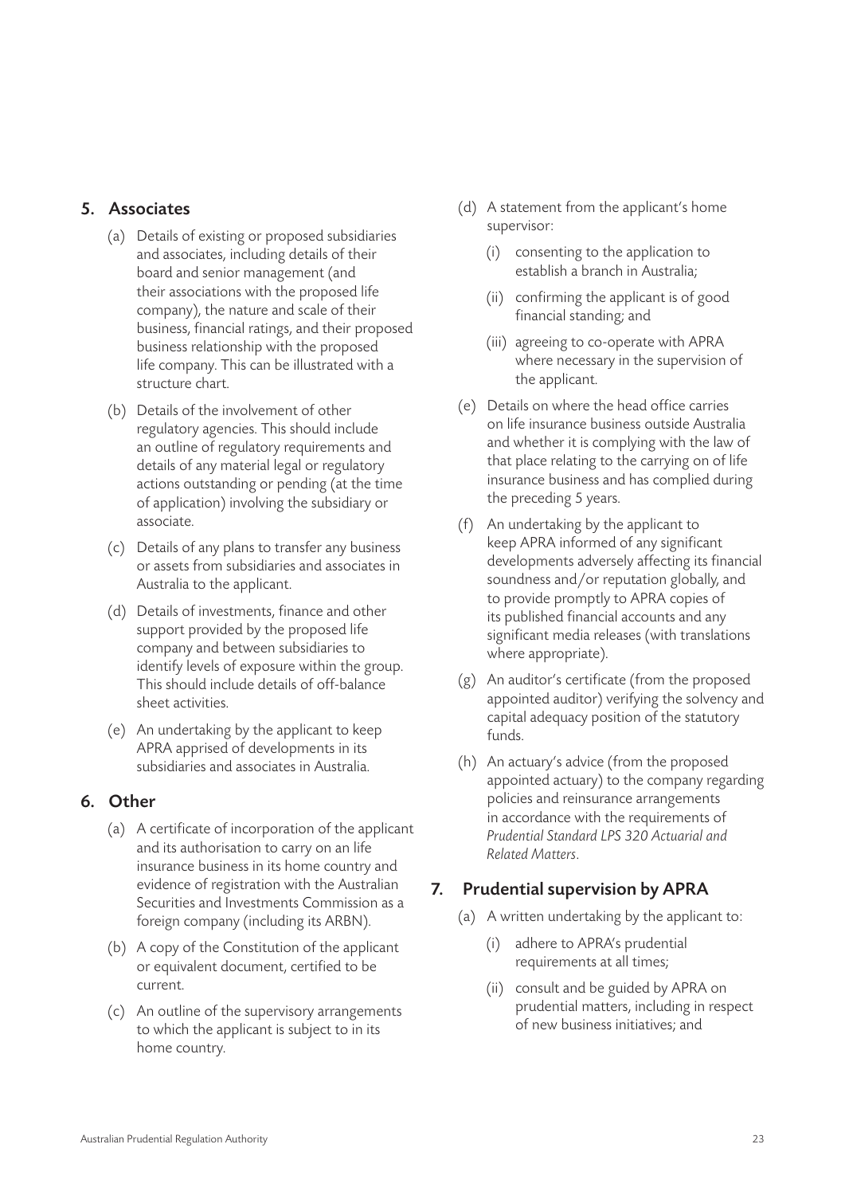## 5. Associates

(a) Details of existing or proposed subsidiaries and associates, including details of their board and senior management (and their associations with the proposed life company), the nature and scale of their business, financial ratings, and their proposed business relationship with the proposed life company. This can be illustrated with a structure chart.

(b) Details of the involvement of other regulatory agencies. This should include an outline of regulatory requirements and details of any material legal or regulatory actions outstanding or pending (at the time of application) involving the subsidiary or associate.

(c) Details of any plans to transfer any business or assets from subsidiaries and associates in Australia to the applicant.

(d) Details of investments, finance and other support provided by the proposed life company and between subsidiaries to identify levels of exposure within the group. This should include details of off-balance sheet activities.

(e) An undertaking by the applicant to keep APRA apprised of developments in its subsidiaries and associates in Australia.

## 6. Other

(a) A certificate of incorporation of the applicant and its authorisation to carry on an life insurance business in its home country and evidence of registration with the Australian Securities and Investments Commission as a foreign company (including its ARBN).

(b) A copy of the Constitution of the applicant or equivalent document, certified to be current.

(c) An outline of the supervisory arrangements to which the applicant is subject to in its home country.

(d) A statement from the applicant's home supervisor:

  (i) consenting to the application to establish a branch in Australia;

  (ii) confirming the applicant is of good financial standing; and

  (iii) agreeing to co-operate with APRA where necessary in the supervision of the applicant.

(e) Details on where the head office carries on life insurance business outside Australia and whether it is complying with the law of that place relating to the carrying on of life insurance business and has complied during the preceding 5 years.

(f) An undertaking by the applicant to keep APRA informed of any significant developments adversely affecting its financial soundness and/or reputation globally, and to provide promptly to APRA copies of its published financial accounts and any significant media releases (with translations where appropriate).

(g) An auditor's certificate (from the proposed appointed auditor) verifying the solvency and capital adequacy position of the statutory funds.

(h) An actuary's advice (from the proposed appointed actuary) to the company regarding policies and reinsurance arrangements in accordance with the requirements of *Prudential Standard LPS 320 Actuarial and Related Matters*.

## 7. Prudential supervision by APRA

(a) A written undertaking by the applicant to:

  (i) adhere to APRA's prudential requirements at all times;

  (ii) consult and be guided by APRA on prudential matters, including in respect of new business initiatives; and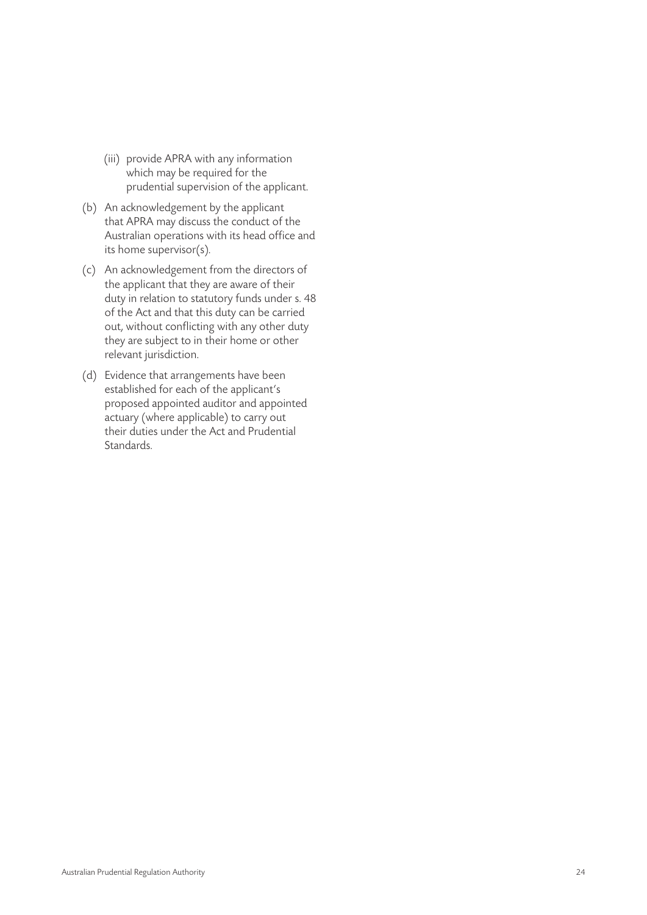(iii) provide APRA with any information which may be required for the prudential supervision of the applicant.

(b) An acknowledgement by the applicant that APRA may discuss the conduct of the Australian operations with its head office and its home supervisor(s).

(c) An acknowledgement from the directors of the applicant that they are aware of their duty in relation to statutory funds under s. 48 of the Act and that this duty can be carried out, without conflicting with any other duty they are subject to in their home or other relevant jurisdiction.

(d) Evidence that arrangements have been established for each of the applicant's proposed appointed auditor and appointed actuary (where applicable) to carry out their duties under the Act and Prudential Standards.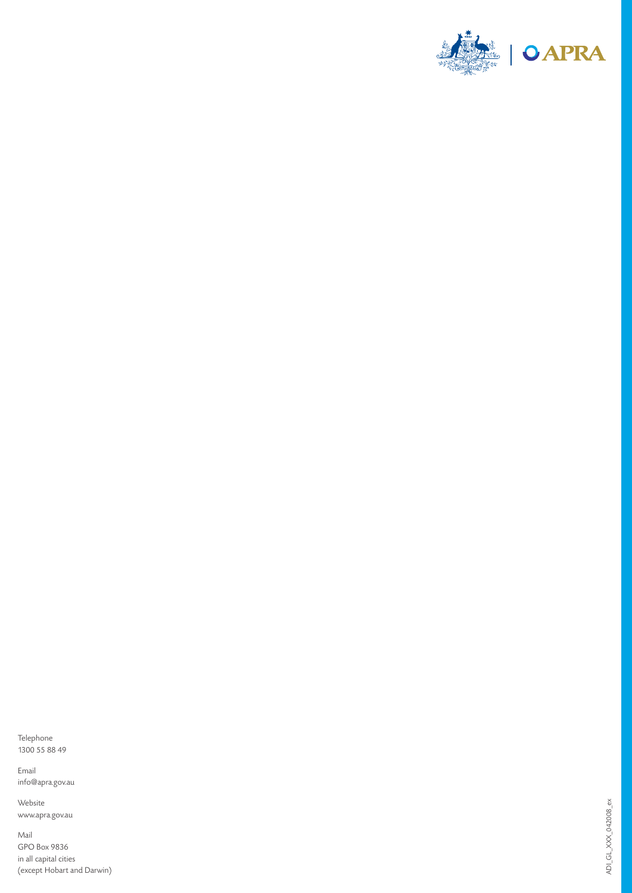Telephone
1300 55 88 49

Email
info@apra.gov.au

Website
www.apra.gov.au

Mail
GPO Box 9836
in all capital cities
(except Hobart and Darwin)

ADI_GL_XXX_042008_ex